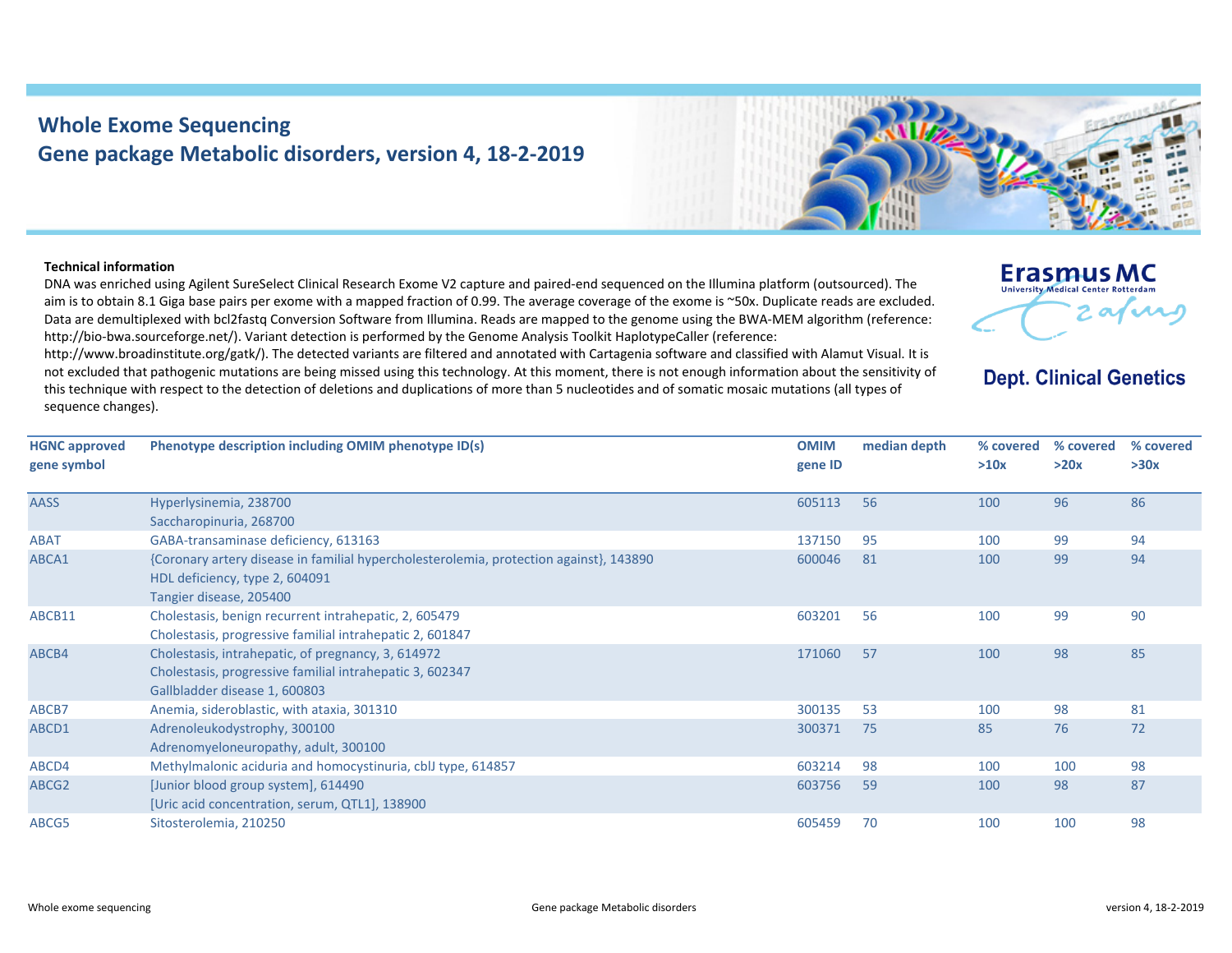# Whole Exome Sequencing
## Gene package Metabolic disorders, version 4, 18-2-2019

Erasmus MC
University Medical Center Rotterdam

**Dept. Clinical Genetics**

**Technical information**

DNA was enriched using Agilent SureSelect Clinical Research Exome V2 capture and paired-end sequenced on the Illumina platform (outsourced). The aim is to obtain 8.1 Giga base pairs per exome with a mapped fraction of 0.99. The average coverage of the exome is ~50x. Duplicate reads are excluded. Data are demultiplexed with bcl2fastq Conversion Software from Illumina. Reads are mapped to the genome using the BWA-MEM algorithm (reference: http://bio-bwa.sourceforge.net/). Variant detection is performed by the Genome Analysis Toolkit HaplotypeCaller (reference: http://www.broadinstitute.org/gatk/). The detected variants are filtered and annotated with Cartagenia software and classified with Alamut Visual. It is not excluded that pathogenic mutations are being missed using this technology. At this moment, there is not enough information about the sensitivity of this technique with respect to the detection of deletions and duplications of more than 5 nucleotides and of somatic mosaic mutations (all types of sequence changes).

| HGNC approved gene symbol | Phenotype description including OMIM phenotype ID(s) | OMIM gene ID | median depth | % covered >10x | % covered >20x | % covered >30x |
|---|---|---|---|---|---|---|
| AASS | Hyperlysinemia, 238700<br>Saccharopinuria, 268700 | 605113 | 56 | 100 | 96 | 86 |
| ABAT | GABA-transaminase deficiency, 613163 | 137150 | 95 | 100 | 99 | 94 |
| ABCA1 | {Coronary artery disease in familial hypercholesterolemia, protection against}, 143890<br>HDL deficiency, type 2, 604091<br>Tangier disease, 205400 | 600046 | 81 | 100 | 99 | 94 |
| ABCB11 | Cholestasis, benign recurrent intrahepatic, 2, 605479<br>Cholestasis, progressive familial intrahepatic 2, 601847 | 603201 | 56 | 100 | 99 | 90 |
| ABCB4 | Cholestasis, intrahepatic, of pregnancy, 3, 614972<br>Cholestasis, progressive familial intrahepatic 3, 602347<br>Gallbladder disease 1, 600803 | 171060 | 57 | 100 | 98 | 85 |
| ABCB7 | Anemia, sideroblastic, with ataxia, 301310 | 300135 | 53 | 100 | 98 | 81 |
| ABCD1 | Adrenoleukodystrophy, 300100<br>Adrenomyeloneuropathy, adult, 300100 | 300371 | 75 | 85 | 76 | 72 |
| ABCD4 | Methylmalonic aciduria and homocystinuria, cblJ type, 614857 | 603214 | 98 | 100 | 100 | 98 |
| ABCG2 | [Junior blood group system], 614490<br>[Uric acid concentration, serum, QTL1], 138900 | 603756 | 59 | 100 | 98 | 87 |
| ABCG5 | Sitosterolemia, 210250 | 605459 | 70 | 100 | 100 | 98 |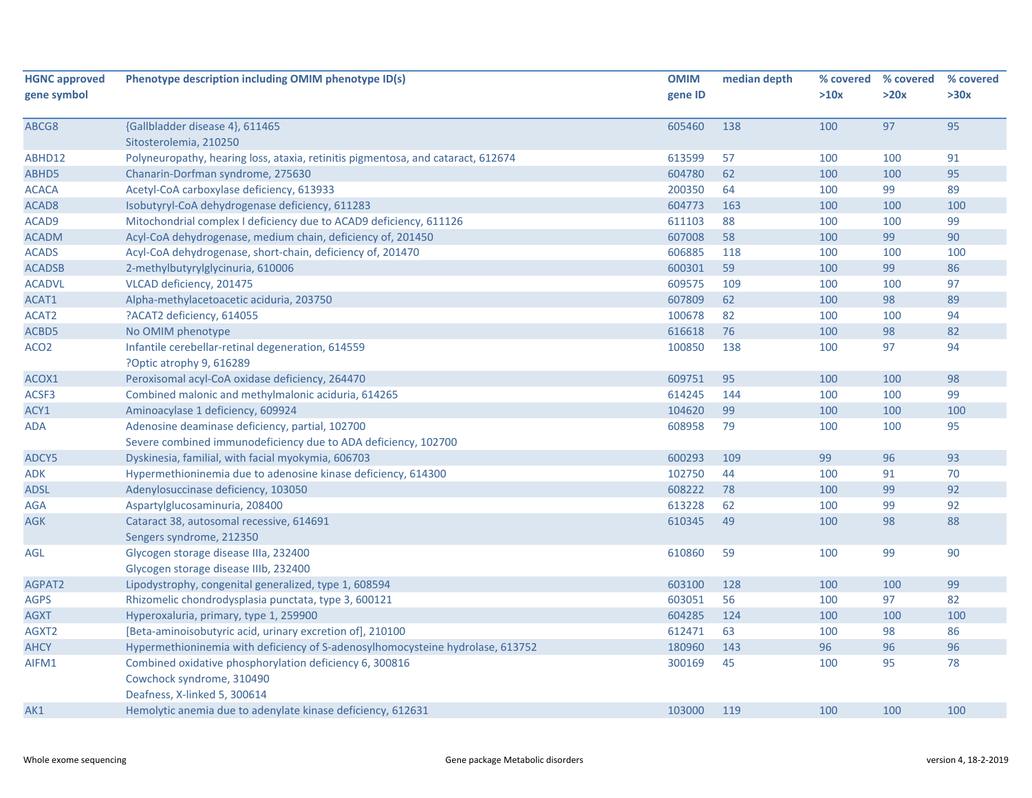| HGNC approved gene symbol | Phenotype description including OMIM phenotype ID(s) | OMIM gene ID | median depth | % covered >10x | % covered >20x | % covered >30x |
|---|---|---|---|---|---|---|
| ABCG8 | {Gallbladder disease 4}, 611465<br>Sitosterolemia, 210250 | 605460 | 138 | 100 | 97 | 95 |
| ABHD12 | Polyneuropathy, hearing loss, ataxia, retinitis pigmentosa, and cataract, 612674 | 613599 | 57 | 100 | 100 | 91 |
| ABHD5 | Chanarin-Dorfman syndrome, 275630 | 604780 | 62 | 100 | 100 | 95 |
| ACACA | Acetyl-CoA carboxylase deficiency, 613933 | 200350 | 64 | 100 | 99 | 89 |
| ACAD8 | Isobutyryl-CoA dehydrogenase deficiency, 611283 | 604773 | 163 | 100 | 100 | 100 |
| ACAD9 | Mitochondrial complex I deficiency due to ACAD9 deficiency, 611126 | 611103 | 88 | 100 | 100 | 99 |
| ACADM | Acyl-CoA dehydrogenase, medium chain, deficiency of, 201450 | 607008 | 58 | 100 | 99 | 90 |
| ACADS | Acyl-CoA dehydrogenase, short-chain, deficiency of, 201470 | 606885 | 118 | 100 | 100 | 100 |
| ACADSB | 2-methylbutyrylglycinuria, 610006 | 600301 | 59 | 100 | 99 | 86 |
| ACADVL | VLCAD deficiency, 201475 | 609575 | 109 | 100 | 100 | 97 |
| ACAT1 | Alpha-methylacetoacetic aciduria, 203750 | 607809 | 62 | 100 | 98 | 89 |
| ACAT2 | ?ACAT2 deficiency, 614055 | 100678 | 82 | 100 | 100 | 94 |
| ACBD5 | No OMIM phenotype | 616618 | 76 | 100 | 98 | 82 |
| ACO2 | Infantile cerebellar-retinal degeneration, 614559<br>?Optic atrophy 9, 616289 | 100850 | 138 | 100 | 97 | 94 |
| ACOX1 | Peroxisomal acyl-CoA oxidase deficiency, 264470 | 609751 | 95 | 100 | 100 | 98 |
| ACSF3 | Combined malonic and methylmalonic aciduria, 614265 | 614245 | 144 | 100 | 100 | 99 |
| ACY1 | Aminoacylase 1 deficiency, 609924 | 104620 | 99 | 100 | 100 | 100 |
| ADA | Adenosine deaminase deficiency, partial, 102700<br>Severe combined immunodeficiency due to ADA deficiency, 102700 | 608958 | 79 | 100 | 100 | 95 |
| ADCY5 | Dyskinesia, familial, with facial myokymia, 606703 | 600293 | 109 | 99 | 96 | 93 |
| ADK | Hypermethioninemia due to adenosine kinase deficiency, 614300 | 102750 | 44 | 100 | 91 | 70 |
| ADSL | Adenylosuccinase deficiency, 103050 | 608222 | 78 | 100 | 99 | 92 |
| AGA | Aspartylglucosaminuria, 208400 | 613228 | 62 | 100 | 99 | 92 |
| AGK | Cataract 38, autosomal recessive, 614691<br>Sengers syndrome, 212350 | 610345 | 49 | 100 | 98 | 88 |
| AGL | Glycogen storage disease IIIa, 232400<br>Glycogen storage disease IIIb, 232400 | 610860 | 59 | 100 | 99 | 90 |
| AGPAT2 | Lipodystrophy, congenital generalized, type 1, 608594 | 603100 | 128 | 100 | 100 | 99 |
| AGPS | Rhizomelic chondrodysplasia punctata, type 3, 600121 | 603051 | 56 | 100 | 97 | 82 |
| AGXT | Hyperoxaluria, primary, type 1, 259900 | 604285 | 124 | 100 | 100 | 100 |
| AGXT2 | [Beta-aminoisobutyric acid, urinary excretion of], 210100 | 612471 | 63 | 100 | 98 | 86 |
| AHCY | Hypermethioninemia with deficiency of S-adenosylhomocysteine hydrolase, 613752 | 180960 | 143 | 96 | 96 | 96 |
| AIFM1 | Combined oxidative phosphorylation deficiency 6, 300816<br>Cowchock syndrome, 310490<br>Deafness, X-linked 5, 300614 | 300169 | 45 | 100 | 95 | 78 |
| AK1 | Hemolytic anemia due to adenylate kinase deficiency, 612631 | 103000 | 119 | 100 | 100 | 100 |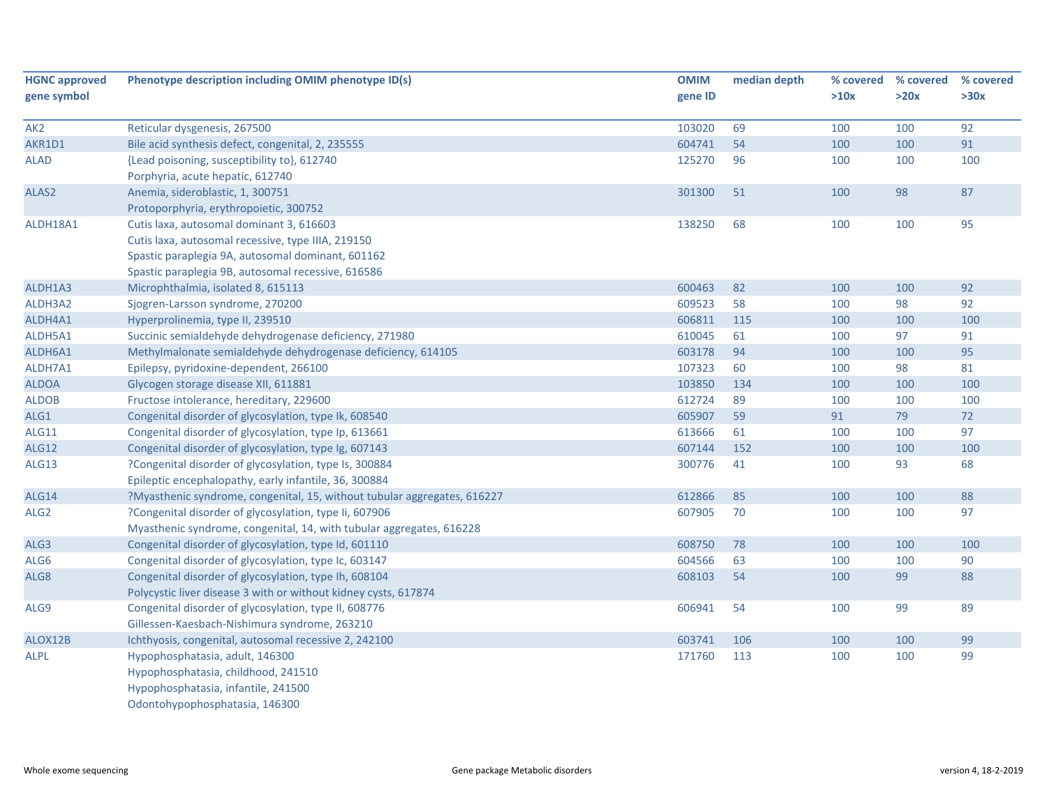| HGNC approved gene symbol | Phenotype description including OMIM phenotype ID(s) | OMIM gene ID | median depth | % covered >10x | % covered >20x | % covered >30x |
|---|---|---|---|---|---|---|
| AK2 | Reticular dysgenesis, 267500 | 103020 | 69 | 100 | 100 | 92 |
| AKR1D1 | Bile acid synthesis defect, congenital, 2, 235555 | 604741 | 54 | 100 | 100 | 91 |
| ALAD | {Lead poisoning, susceptibility to}, 612740<br>Porphyria, acute hepatic, 612740 | 125270 | 96 | 100 | 100 | 100 |
| ALAS2 | Anemia, sideroblastic, 1, 300751<br>Protoporphyria, erythropoietic, 300752 | 301300 | 51 | 100 | 98 | 87 |
| ALDH18A1 | Cutis laxa, autosomal dominant 3, 616603<br>Cutis laxa, autosomal recessive, type IIIA, 219150<br>Spastic paraplegia 9A, autosomal dominant, 601162<br>Spastic paraplegia 9B, autosomal recessive, 616586 | 138250 | 68 | 100 | 100 | 95 |
| ALDH1A3 | Microphthalmia, isolated 8, 615113 | 600463 | 82 | 100 | 100 | 92 |
| ALDH3A2 | Sjogren-Larsson syndrome, 270200 | 609523 | 58 | 100 | 98 | 92 |
| ALDH4A1 | Hyperprolinemia, type II, 239510 | 606811 | 115 | 100 | 100 | 100 |
| ALDH5A1 | Succinic semialdehyde dehydrogenase deficiency, 271980 | 610045 | 61 | 100 | 97 | 91 |
| ALDH6A1 | Methylmalonate semialdehyde dehydrogenase deficiency, 614105 | 603178 | 94 | 100 | 100 | 95 |
| ALDH7A1 | Epilepsy, pyridoxine-dependent, 266100 | 107323 | 60 | 100 | 98 | 81 |
| ALDOA | Glycogen storage disease XII, 611881 | 103850 | 134 | 100 | 100 | 100 |
| ALDOB | Fructose intolerance, hereditary, 229600 | 612724 | 89 | 100 | 100 | 100 |
| ALG1 | Congenital disorder of glycosylation, type Ik, 608540 | 605907 | 59 | 91 | 79 | 72 |
| ALG11 | Congenital disorder of glycosylation, type Ip, 613661 | 613666 | 61 | 100 | 100 | 97 |
| ALG12 | Congenital disorder of glycosylation, type Ig, 607143 | 607144 | 152 | 100 | 100 | 100 |
| ALG13 | ?Congenital disorder of glycosylation, type Is, 300884<br>Epileptic encephalopathy, early infantile, 36, 300884 | 300776 | 41 | 100 | 93 | 68 |
| ALG14 | ?Myasthenic syndrome, congenital, 15, without tubular aggregates, 616227 | 612866 | 85 | 100 | 100 | 88 |
| ALG2 | ?Congenital disorder of glycosylation, type Ii, 607906<br>Myasthenic syndrome, congenital, 14, with tubular aggregates, 616228 | 607905 | 70 | 100 | 100 | 97 |
| ALG3 | Congenital disorder of glycosylation, type Id, 601110 | 608750 | 78 | 100 | 100 | 100 |
| ALG6 | Congenital disorder of glycosylation, type Ic, 603147 | 604566 | 63 | 100 | 100 | 90 |
| ALG8 | Congenital disorder of glycosylation, type Ih, 608104<br>Polycystic liver disease 3 with or without kidney cysts, 617874 | 608103 | 54 | 100 | 99 | 88 |
| ALG9 | Congenital disorder of glycosylation, type Il, 608776<br>Gillessen-Kaesbach-Nishimura syndrome, 263210 | 606941 | 54 | 100 | 99 | 89 |
| ALOX12B | Ichthyosis, congenital, autosomal recessive 2, 242100 | 603741 | 106 | 100 | 100 | 99 |
| ALPL | Hypophosphatasia, adult, 146300<br>Hypophosphatasia, childhood, 241510<br>Hypophosphatasia, infantile, 241500<br>Odontohypophosphatasia, 146300 | 171760 | 113 | 100 | 100 | 99 |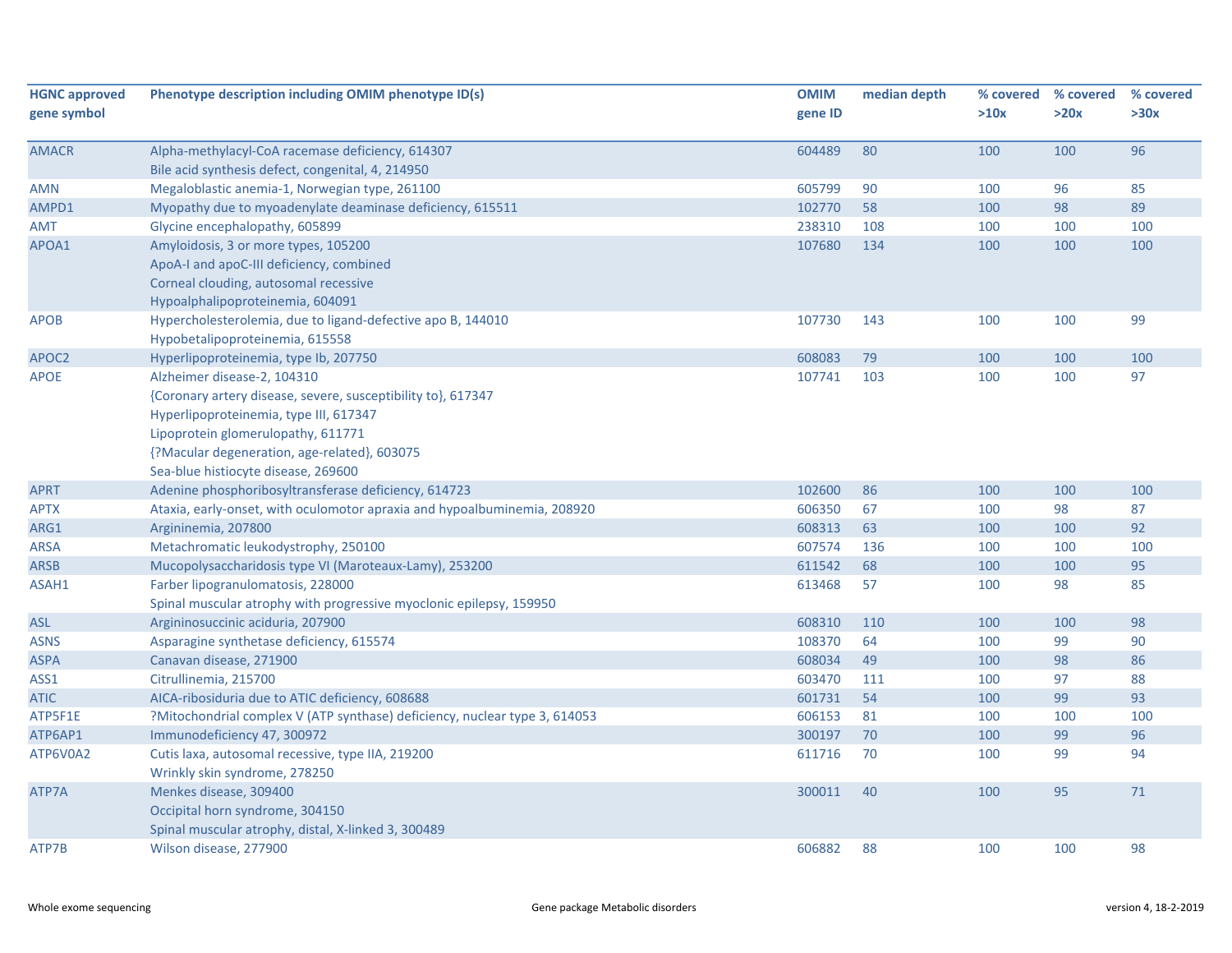| HGNC approved gene symbol | Phenotype description including OMIM phenotype ID(s) | OMIM gene ID | median depth | % covered >10x | % covered >20x | % covered >30x |
|---|---|---|---|---|---|---|
| AMACR | Alpha-methylacyl-CoA racemase deficiency, 614307<br>Bile acid synthesis defect, congenital, 4, 214950 | 604489 | 80 | 100 | 100 | 96 |
| AMN | Megaloblastic anemia-1, Norwegian type, 261100 | 605799 | 90 | 100 | 96 | 85 |
| AMPD1 | Myopathy due to myoadenylate deaminase deficiency, 615511 | 102770 | 58 | 100 | 98 | 89 |
| AMT | Glycine encephalopathy, 605899 | 238310 | 108 | 100 | 100 | 100 |
| APOA1 | Amyloidosis, 3 or more types, 105200<br>ApoA-I and apoC-III deficiency, combined<br>Corneal clouding, autosomal recessive<br>Hypoalphalipoproteinemia, 604091 | 107680 | 134 | 100 | 100 | 100 |
| APOB | Hypercholesterolemia, due to ligand-defective apo B, 144010<br>Hypobetalipoproteinemia, 615558 | 107730 | 143 | 100 | 100 | 99 |
| APOC2 | Hyperlipoproteinemia, type Ib, 207750 | 608083 | 79 | 100 | 100 | 100 |
| APOE | Alzheimer disease-2, 104310<br>{Coronary artery disease, severe, susceptibility to}, 617347<br>Hyperlipoproteinemia, type III, 617347<br>Lipoprotein glomerulopathy, 611771<br>{?Macular degeneration, age-related}, 603075<br>Sea-blue histiocyte disease, 269600 | 107741 | 103 | 100 | 100 | 97 |
| APRT | Adenine phosphoribosyltransferase deficiency, 614723 | 102600 | 86 | 100 | 100 | 100 |
| APTX | Ataxia, early-onset, with oculomotor apraxia and hypoalbuminemia, 208920 | 606350 | 67 | 100 | 98 | 87 |
| ARG1 | Argininemia, 207800 | 608313 | 63 | 100 | 100 | 92 |
| ARSA | Metachromatic leukodystrophy, 250100 | 607574 | 136 | 100 | 100 | 100 |
| ARSB | Mucopolysaccharidosis type VI (Maroteaux-Lamy), 253200 | 611542 | 68 | 100 | 100 | 95 |
| ASAH1 | Farber lipogranulomatosis, 228000<br>Spinal muscular atrophy with progressive myoclonic epilepsy, 159950 | 613468 | 57 | 100 | 98 | 85 |
| ASL | Argininosuccinic aciduria, 207900 | 608310 | 110 | 100 | 100 | 98 |
| ASNS | Asparagine synthetase deficiency, 615574 | 108370 | 64 | 100 | 99 | 90 |
| ASPA | Canavan disease, 271900 | 608034 | 49 | 100 | 98 | 86 |
| ASS1 | Citrullinemia, 215700 | 603470 | 111 | 100 | 97 | 88 |
| ATIC | AICA-ribosiduria due to ATIC deficiency, 608688 | 601731 | 54 | 100 | 99 | 93 |
| ATP5F1E | ?Mitochondrial complex V (ATP synthase) deficiency, nuclear type 3, 614053 | 606153 | 81 | 100 | 100 | 100 |
| ATP6AP1 | Immunodeficiency 47, 300972 | 300197 | 70 | 100 | 99 | 96 |
| ATP6V0A2 | Cutis laxa, autosomal recessive, type IIA, 219200<br>Wrinkly skin syndrome, 278250 | 611716 | 70 | 100 | 99 | 94 |
| ATP7A | Menkes disease, 309400<br>Occipital horn syndrome, 304150<br>Spinal muscular atrophy, distal, X-linked 3, 300489 | 300011 | 40 | 100 | 95 | 71 |
| ATP7B | Wilson disease, 277900 | 606882 | 88 | 100 | 100 | 98 |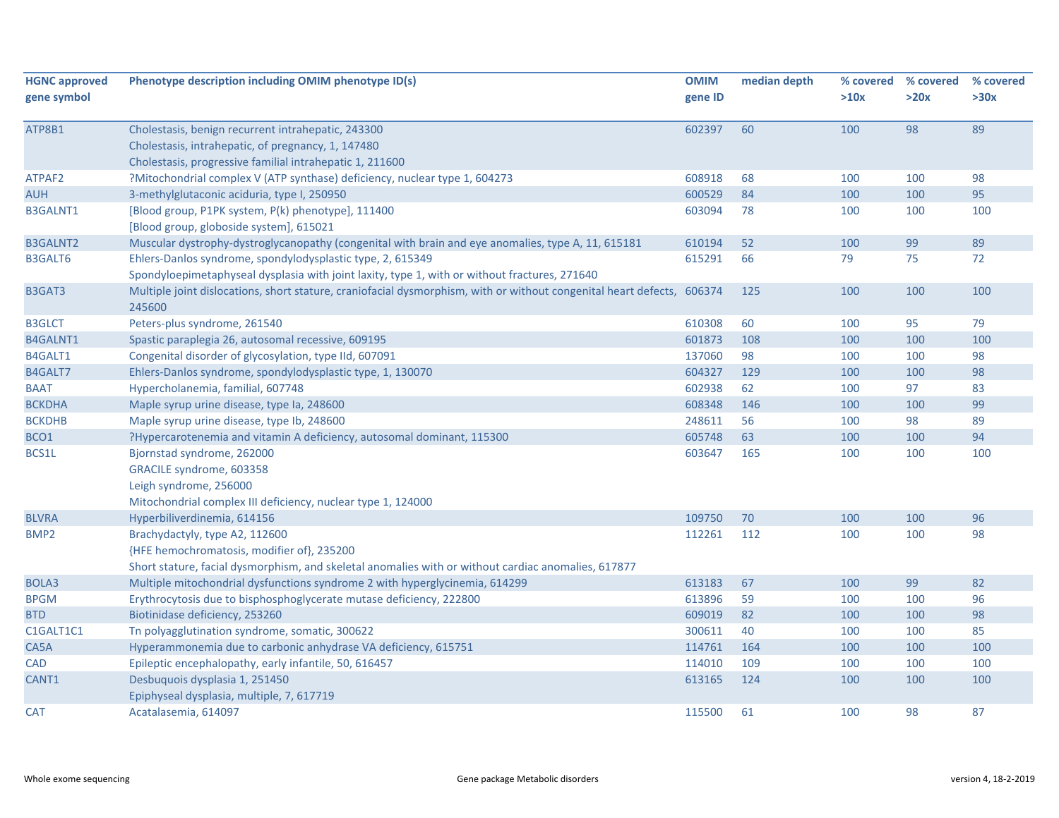| HGNC approved gene symbol | Phenotype description including OMIM phenotype ID(s) | OMIM gene ID | median depth | % covered >10x | % covered >20x | % covered >30x |
|---|---|---|---|---|---|---|
| ATP8B1 | Cholestasis, benign recurrent intrahepatic, 243300<br>Cholestasis, intrahepatic, of pregnancy, 1, 147480<br>Cholestasis, progressive familial intrahepatic 1, 211600 | 602397 | 60 | 100 | 98 | 89 |
| ATPAF2 | ?Mitochondrial complex V (ATP synthase) deficiency, nuclear type 1, 604273 | 608918 | 68 | 100 | 100 | 98 |
| AUH | 3-methylglutaconic aciduria, type I, 250950 | 600529 | 84 | 100 | 100 | 95 |
| B3GALNT1 | [Blood group, P1PK system, P(k) phenotype], 111400<br>[Blood group, globoside system], 615021 | 603094 | 78 | 100 | 100 | 100 |
| B3GALNT2 | Muscular dystrophy-dystroglycanopathy (congenital with brain and eye anomalies, type A, 11, 615181 | 610194 | 52 | 100 | 99 | 89 |
| B3GALT6 | Ehlers-Danlos syndrome, spondylodysplastic type, 2, 615349<br>Spondyloepimetaphyseal dysplasia with joint laxity, type 1, with or without fractures, 271640 | 615291 | 66 | 79 | 75 | 72 |
| B3GAT3 | Multiple joint dislocations, short stature, craniofacial dysmorphism, with or without congenital heart defects, 245600 | 606374 | 125 | 100 | 100 | 100 |
| B3GLCT | Peters-plus syndrome, 261540 | 610308 | 60 | 100 | 95 | 79 |
| B4GALNT1 | Spastic paraplegia 26, autosomal recessive, 609195 | 601873 | 108 | 100 | 100 | 100 |
| B4GALT1 | Congenital disorder of glycosylation, type IId, 607091 | 137060 | 98 | 100 | 100 | 98 |
| B4GALT7 | Ehlers-Danlos syndrome, spondylodysplastic type, 1, 130070 | 604327 | 129 | 100 | 100 | 98 |
| BAAT | Hypercholanemia, familial, 607748 | 602938 | 62 | 100 | 97 | 83 |
| BCKDHA | Maple syrup urine disease, type Ia, 248600 | 608348 | 146 | 100 | 100 | 99 |
| BCKDHB | Maple syrup urine disease, type Ib, 248600 | 248611 | 56 | 100 | 98 | 89 |
| BCO1 | ?Hypercarotenemia and vitamin A deficiency, autosomal dominant, 115300 | 605748 | 63 | 100 | 100 | 94 |
| BCS1L | Bjornstad syndrome, 262000<br>GRACILE syndrome, 603358<br>Leigh syndrome, 256000<br>Mitochondrial complex III deficiency, nuclear type 1, 124000 | 603647 | 165 | 100 | 100 | 100 |
| BLVRA | Hyperbiliverdinemia, 614156 | 109750 | 70 | 100 | 100 | 96 |
| BMP2 | Brachydactyly, type A2, 112600<br>{HFE hemochromatosis, modifier of}, 235200<br>Short stature, facial dysmorphism, and skeletal anomalies with or without cardiac anomalies, 617877 | 112261 | 112 | 100 | 100 | 98 |
| BOLA3 | Multiple mitochondrial dysfunctions syndrome 2 with hyperglycinemia, 614299 | 613183 | 67 | 100 | 99 | 82 |
| BPGM | Erythrocytosis due to bisphosphoglycerate mutase deficiency, 222800 | 613896 | 59 | 100 | 100 | 96 |
| BTD | Biotinidase deficiency, 253260 | 609019 | 82 | 100 | 100 | 98 |
| C1GALT1C1 | Tn polyagglutination syndrome, somatic, 300622 | 300611 | 40 | 100 | 100 | 85 |
| CA5A | Hyperammonemia due to carbonic anhydrase VA deficiency, 615751 | 114761 | 164 | 100 | 100 | 100 |
| CAD | Epileptic encephalopathy, early infantile, 50, 616457 | 114010 | 109 | 100 | 100 | 100 |
| CANT1 | Desbuquois dysplasia 1, 251450<br>Epiphyseal dysplasia, multiple, 7, 617719 | 613165 | 124 | 100 | 100 | 100 |
| CAT | Acatalasemia, 614097 | 115500 | 61 | 100 | 98 | 87 |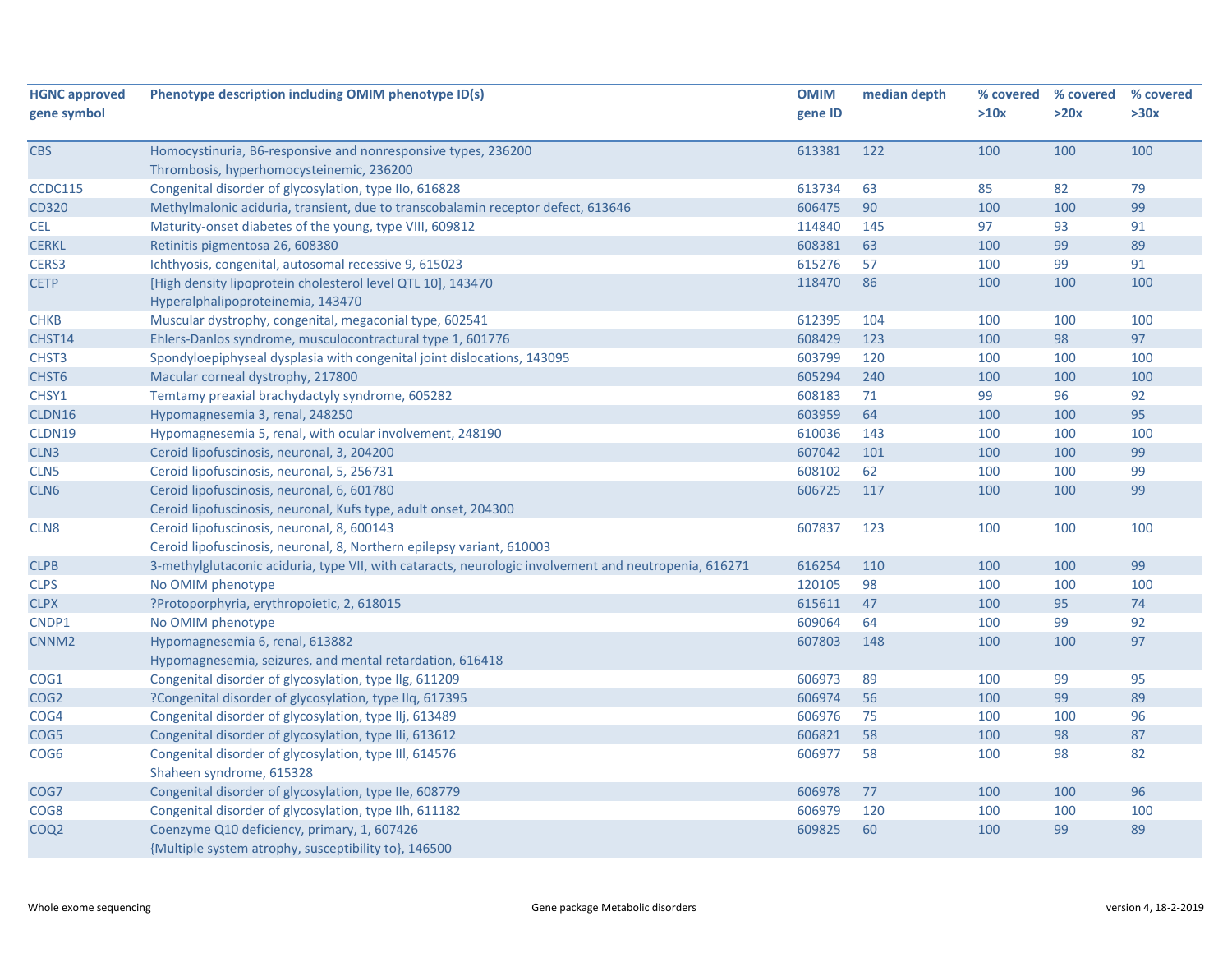| HGNC approved gene symbol | Phenotype description including OMIM phenotype ID(s) | OMIM gene ID | median depth | % covered >10x | % covered >20x | % covered >30x |
|---|---|---|---|---|---|---|
| CBS | Homocystinuria, B6-responsive and nonresponsive types, 236200<br>Thrombosis, hyperhomocysteinemic, 236200 | 613381 | 122 | 100 | 100 | 100 |
| CCDC115 | Congenital disorder of glycosylation, type IIo, 616828 | 613734 | 63 | 85 | 82 | 79 |
| CD320 | Methylmalonic aciduria, transient, due to transcobalamin receptor defect, 613646 | 606475 | 90 | 100 | 100 | 99 |
| CEL | Maturity-onset diabetes of the young, type VIII, 609812 | 114840 | 145 | 97 | 93 | 91 |
| CERKL | Retinitis pigmentosa 26, 608380 | 608381 | 63 | 100 | 99 | 89 |
| CERS3 | Ichthyosis, congenital, autosomal recessive 9, 615023 | 615276 | 57 | 100 | 99 | 91 |
| CETP | [High density lipoprotein cholesterol level QTL 10], 143470<br>Hyperalphalipoproteinemia, 143470 | 118470 | 86 | 100 | 100 | 100 |
| CHKB | Muscular dystrophy, congenital, megaconial type, 602541 | 612395 | 104 | 100 | 100 | 100 |
| CHST14 | Ehlers-Danlos syndrome, musculocontractural type 1, 601776 | 608429 | 123 | 100 | 98 | 97 |
| CHST3 | Spondyloepiphyseal dysplasia with congenital joint dislocations, 143095 | 603799 | 120 | 100 | 100 | 100 |
| CHST6 | Macular corneal dystrophy, 217800 | 605294 | 240 | 100 | 100 | 100 |
| CHSY1 | Temtamy preaxial brachydactyly syndrome, 605282 | 608183 | 71 | 99 | 96 | 92 |
| CLDN16 | Hypomagnesemia 3, renal, 248250 | 603959 | 64 | 100 | 100 | 95 |
| CLDN19 | Hypomagnesemia 5, renal, with ocular involvement, 248190 | 610036 | 143 | 100 | 100 | 100 |
| CLN3 | Ceroid lipofuscinosis, neuronal, 3, 204200 | 607042 | 101 | 100 | 100 | 99 |
| CLN5 | Ceroid lipofuscinosis, neuronal, 5, 256731 | 608102 | 62 | 100 | 100 | 99 |
| CLN6 | Ceroid lipofuscinosis, neuronal, 6, 601780<br>Ceroid lipofuscinosis, neuronal, Kufs type, adult onset, 204300 | 606725 | 117 | 100 | 100 | 99 |
| CLN8 | Ceroid lipofuscinosis, neuronal, 8, 600143<br>Ceroid lipofuscinosis, neuronal, 8, Northern epilepsy variant, 610003 | 607837 | 123 | 100 | 100 | 100 |
| CLPB | 3-methylglutaconic aciduria, type VII, with cataracts, neurologic involvement and neutropenia, 616271 | 616254 | 110 | 100 | 100 | 99 |
| CLPS | No OMIM phenotype | 120105 | 98 | 100 | 100 | 100 |
| CLPX | ?Protoporphyria, erythropoietic, 2, 618015 | 615611 | 47 | 100 | 95 | 74 |
| CNDP1 | No OMIM phenotype | 609064 | 64 | 100 | 99 | 92 |
| CNNM2 | Hypomagnesemia 6, renal, 613882<br>Hypomagnesemia, seizures, and mental retardation, 616418 | 607803 | 148 | 100 | 100 | 97 |
| COG1 | Congenital disorder of glycosylation, type IIg, 611209 | 606973 | 89 | 100 | 99 | 95 |
| COG2 | ?Congenital disorder of glycosylation, type IIq, 617395 | 606974 | 56 | 100 | 99 | 89 |
| COG4 | Congenital disorder of glycosylation, type IIj, 613489 | 606976 | 75 | 100 | 100 | 96 |
| COG5 | Congenital disorder of glycosylation, type IIi, 613612 | 606821 | 58 | 100 | 98 | 87 |
| COG6 | Congenital disorder of glycosylation, type III, 614576<br>Shaheen syndrome, 615328 | 606977 | 58 | 100 | 98 | 82 |
| COG7 | Congenital disorder of glycosylation, type IIe, 608779 | 606978 | 77 | 100 | 100 | 96 |
| COG8 | Congenital disorder of glycosylation, type IIh, 611182 | 606979 | 120 | 100 | 100 | 100 |
| COQ2 | Coenzyme Q10 deficiency, primary, 1, 607426<br>{Multiple system atrophy, susceptibility to}, 146500 | 609825 | 60 | 100 | 99 | 89 |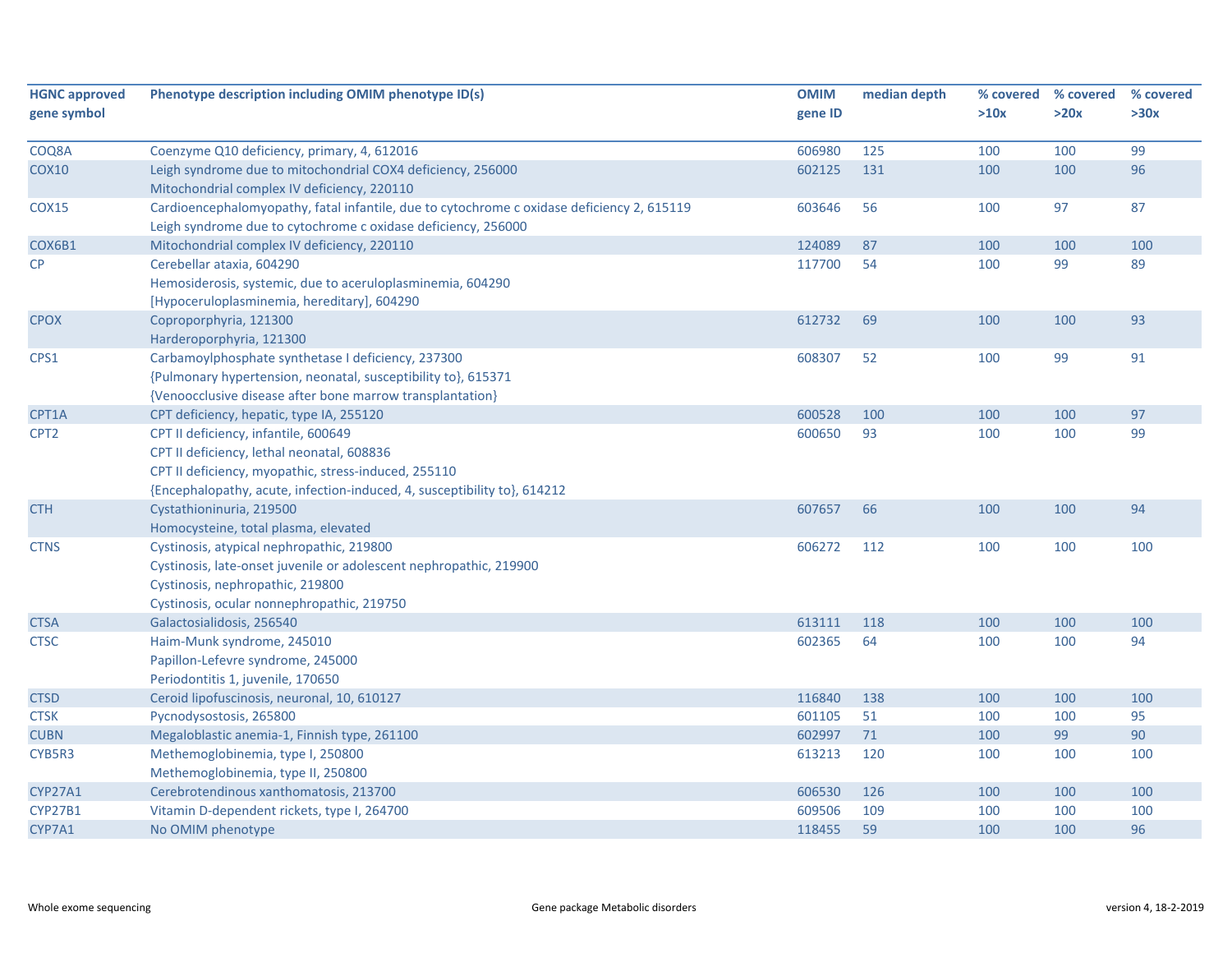| HGNC approved gene symbol | Phenotype description including OMIM phenotype ID(s) | OMIM gene ID | median depth | % covered >10x | % covered >20x | % covered >30x |
|---|---|---|---|---|---|---|
| COQ8A | Coenzyme Q10 deficiency, primary, 4, 612016 | 606980 | 125 | 100 | 100 | 99 |
| COX10 | Leigh syndrome due to mitochondrial COX4 deficiency, 256000<br>Mitochondrial complex IV deficiency, 220110 | 602125 | 131 | 100 | 100 | 96 |
| COX15 | Cardioencephalomyopathy, fatal infantile, due to cytochrome c oxidase deficiency 2, 615119<br>Leigh syndrome due to cytochrome c oxidase deficiency, 256000 | 603646 | 56 | 100 | 97 | 87 |
| COX6B1 | Mitochondrial complex IV deficiency, 220110 | 124089 | 87 | 100 | 100 | 100 |
| CP | Cerebellar ataxia, 604290<br>Hemosiderosis, systemic, due to aceruloplasminemia, 604290<br>[Hypoceruloplasminemia, hereditary], 604290 | 117700 | 54 | 100 | 99 | 89 |
| CPOX | Coproporphyria, 121300<br>Harderoporphyria, 121300 | 612732 | 69 | 100 | 100 | 93 |
| CPS1 | Carbamoylphosphate synthetase I deficiency, 237300<br>{Pulmonary hypertension, neonatal, susceptibility to}, 615371<br>{Venoocclusive disease after bone marrow transplantation} | 608307 | 52 | 100 | 99 | 91 |
| CPT1A | CPT deficiency, hepatic, type IA, 255120 | 600528 | 100 | 100 | 100 | 97 |
| CPT2 | CPT II deficiency, infantile, 600649<br>CPT II deficiency, lethal neonatal, 608836<br>CPT II deficiency, myopathic, stress-induced, 255110<br>{Encephalopathy, acute, infection-induced, 4, susceptibility to}, 614212 | 600650 | 93 | 100 | 100 | 99 |
| CTH | Cystathioninuria, 219500<br>Homocysteine, total plasma, elevated | 607657 | 66 | 100 | 100 | 94 |
| CTNS | Cystinosis, atypical nephropathic, 219800<br>Cystinosis, late-onset juvenile or adolescent nephropathic, 219900<br>Cystinosis, nephropathic, 219800<br>Cystinosis, ocular nonnephropathic, 219750 | 606272 | 112 | 100 | 100 | 100 |
| CTSA | Galactosialidosis, 256540 | 613111 | 118 | 100 | 100 | 100 |
| CTSC | Haim-Munk syndrome, 245010<br>Papillon-Lefevre syndrome, 245000<br>Periodontitis 1, juvenile, 170650 | 602365 | 64 | 100 | 100 | 94 |
| CTSD | Ceroid lipofuscinosis, neuronal, 10, 610127 | 116840 | 138 | 100 | 100 | 100 |
| CTSK | Pycnodysostosis, 265800 | 601105 | 51 | 100 | 100 | 95 |
| CUBN | Megaloblastic anemia-1, Finnish type, 261100 | 602997 | 71 | 100 | 99 | 90 |
| CYB5R3 | Methemoglobinemia, type I, 250800<br>Methemoglobinemia, type II, 250800 | 613213 | 120 | 100 | 100 | 100 |
| CYP27A1 | Cerebrotendinous xanthomatosis, 213700 | 606530 | 126 | 100 | 100 | 100 |
| CYP27B1 | Vitamin D-dependent rickets, type I, 264700 | 609506 | 109 | 100 | 100 | 100 |
| CYP7A1 | No OMIM phenotype | 118455 | 59 | 100 | 100 | 96 |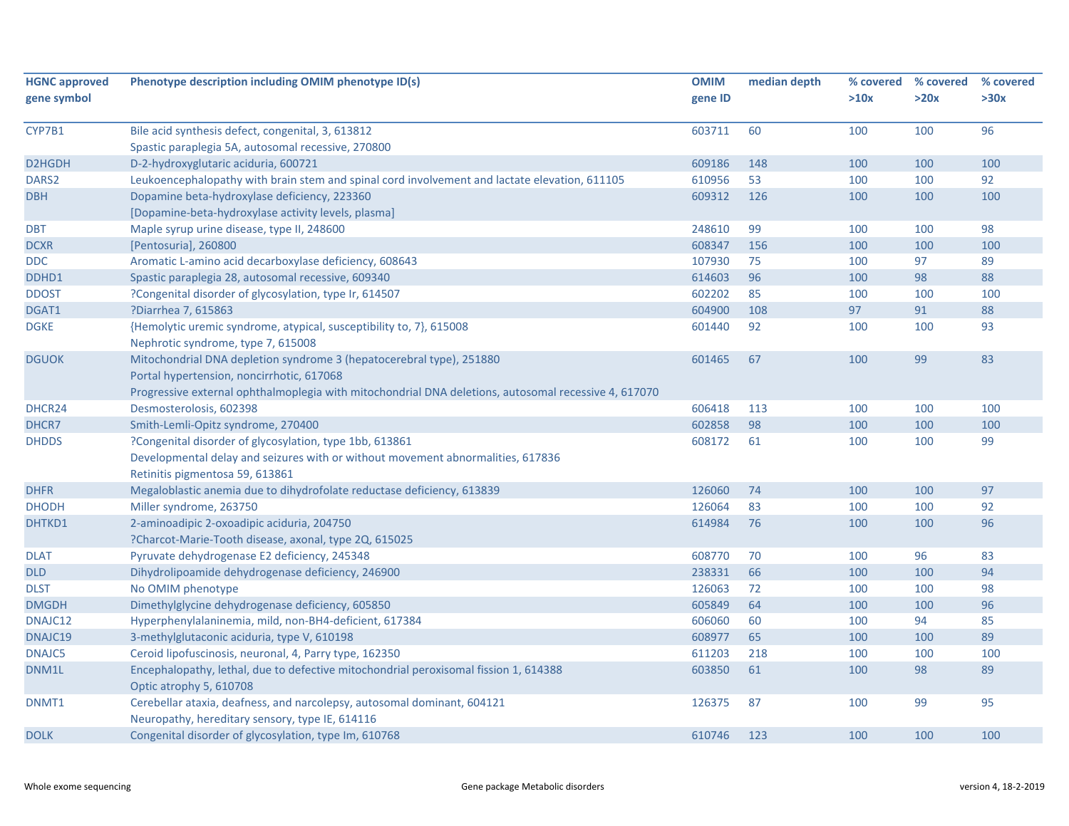| HGNC approved gene symbol | Phenotype description including OMIM phenotype ID(s) | OMIM gene ID | median depth | % covered >10x | % covered >20x | % covered >30x |
|---|---|---|---|---|---|---|
| CYP7B1 | Bile acid synthesis defect, congenital, 3, 613812<br>Spastic paraplegia 5A, autosomal recessive, 270800 | 603711 | 60 | 100 | 100 | 96 |
| D2HGDH | D-2-hydroxyglutaric aciduria, 600721 | 609186 | 148 | 100 | 100 | 100 |
| DARS2 | Leukoencephalopathy with brain stem and spinal cord involvement and lactate elevation, 611105 | 610956 | 53 | 100 | 100 | 92 |
| DBH | Dopamine beta-hydroxylase deficiency, 223360<br>[Dopamine-beta-hydroxylase activity levels, plasma] | 609312 | 126 | 100 | 100 | 100 |
| DBT | Maple syrup urine disease, type II, 248600 | 248610 | 99 | 100 | 100 | 98 |
| DCXR | [Pentosuria], 260800 | 608347 | 156 | 100 | 100 | 100 |
| DDC | Aromatic L-amino acid decarboxylase deficiency, 608643 | 107930 | 75 | 100 | 97 | 89 |
| DDHD1 | Spastic paraplegia 28, autosomal recessive, 609340 | 614603 | 96 | 100 | 98 | 88 |
| DDOST | ?Congenital disorder of glycosylation, type Ir, 614507 | 602202 | 85 | 100 | 100 | 100 |
| DGAT1 | ?Diarrhea 7, 615863 | 604900 | 108 | 97 | 91 | 88 |
| DGKE | {Hemolytic uremic syndrome, atypical, susceptibility to, 7}, 615008<br>Nephrotic syndrome, type 7, 615008 | 601440 | 92 | 100 | 100 | 93 |
| DGUOK | Mitochondrial DNA depletion syndrome 3 (hepatocerebral type), 251880<br>Portal hypertension, noncirrhotic, 617068<br>Progressive external ophthalmoplegia with mitochondrial DNA deletions, autosomal recessive 4, 617070 | 601465 | 67 | 100 | 99 | 83 |
| DHCR24 | Desmosterolosis, 602398 | 606418 | 113 | 100 | 100 | 100 |
| DHCR7 | Smith-Lemli-Opitz syndrome, 270400 | 602858 | 98 | 100 | 100 | 100 |
| DHDDS | ?Congenital disorder of glycosylation, type 1bb, 613861<br>Developmental delay and seizures with or without movement abnormalities, 617836<br>Retinitis pigmentosa 59, 613861 | 608172 | 61 | 100 | 100 | 99 |
| DHFR | Megaloblastic anemia due to dihydrofolate reductase deficiency, 613839 | 126060 | 74 | 100 | 100 | 97 |
| DHODH | Miller syndrome, 263750 | 126064 | 83 | 100 | 100 | 92 |
| DHTKD1 | 2-aminoadipic 2-oxoadipic aciduria, 204750<br>?Charcot-Marie-Tooth disease, axonal, type 2Q, 615025 | 614984 | 76 | 100 | 100 | 96 |
| DLAT | Pyruvate dehydrogenase E2 deficiency, 245348 | 608770 | 70 | 100 | 96 | 83 |
| DLD | Dihydrolipoamide dehydrogenase deficiency, 246900 | 238331 | 66 | 100 | 100 | 94 |
| DLST | No OMIM phenotype | 126063 | 72 | 100 | 100 | 98 |
| DMGDH | Dimethylglycine dehydrogenase deficiency, 605850 | 605849 | 64 | 100 | 100 | 96 |
| DNAJC12 | Hyperphenylalaninemia, mild, non-BH4-deficient, 617384 | 606060 | 60 | 100 | 94 | 85 |
| DNAJC19 | 3-methylglutaconic aciduria, type V, 610198 | 608977 | 65 | 100 | 100 | 89 |
| DNAJC5 | Ceroid lipofuscinosis, neuronal, 4, Parry type, 162350 | 611203 | 218 | 100 | 100 | 100 |
| DNM1L | Encephalopathy, lethal, due to defective mitochondrial peroxisomal fission 1, 614388<br>Optic atrophy 5, 610708 | 603850 | 61 | 100 | 98 | 89 |
| DNMT1 | Cerebellar ataxia, deafness, and narcolepsy, autosomal dominant, 604121<br>Neuropathy, hereditary sensory, type IE, 614116 | 126375 | 87 | 100 | 99 | 95 |
| DOLK | Congenital disorder of glycosylation, type Im, 610768 | 610746 | 123 | 100 | 100 | 100 |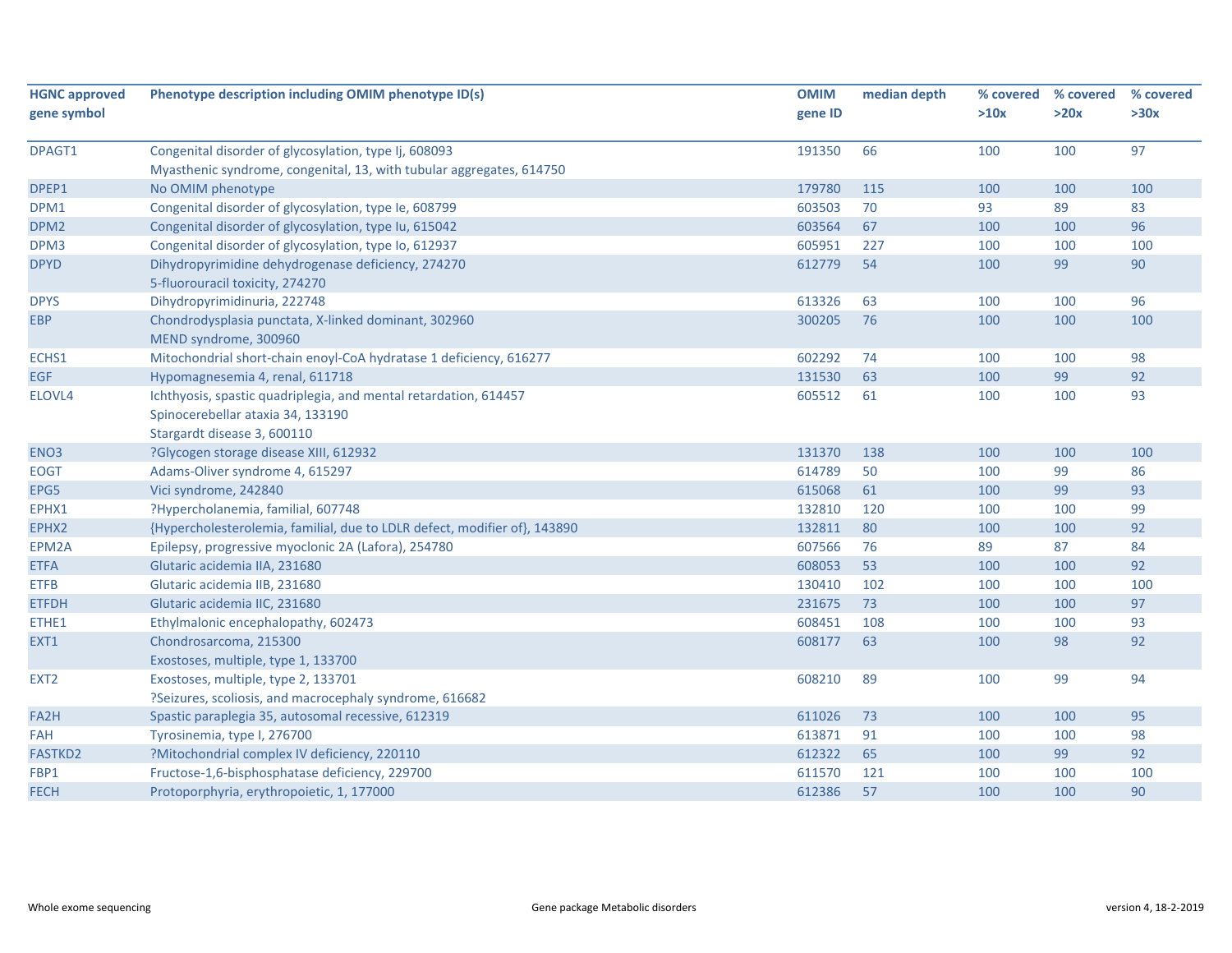| HGNC approved gene symbol | Phenotype description including OMIM phenotype ID(s) | OMIM gene ID | median depth | % covered >10x | % covered >20x | % covered >30x |
|---|---|---|---|---|---|---|
| DPAGT1 | Congenital disorder of glycosylation, type Ij, 608093<br>Myasthenic syndrome, congenital, 13, with tubular aggregates, 614750 | 191350 | 66 | 100 | 100 | 97 |
| DPEP1 | No OMIM phenotype | 179780 | 115 | 100 | 100 | 100 |
| DPM1 | Congenital disorder of glycosylation, type Ie, 608799 | 603503 | 70 | 93 | 89 | 83 |
| DPM2 | Congenital disorder of glycosylation, type Iu, 615042 | 603564 | 67 | 100 | 100 | 96 |
| DPM3 | Congenital disorder of glycosylation, type Io, 612937 | 605951 | 227 | 100 | 100 | 100 |
| DPYD | Dihydropyrimidine dehydrogenase deficiency, 274270<br>5-fluorouracil toxicity, 274270 | 612779 | 54 | 100 | 99 | 90 |
| DPYS | Dihydropyrimidinuria, 222748 | 613326 | 63 | 100 | 100 | 96 |
| EBP | Chondrodysplasia punctata, X-linked dominant, 302960<br>MEND syndrome, 300960 | 300205 | 76 | 100 | 100 | 100 |
| ECHS1 | Mitochondrial short-chain enoyl-CoA hydratase 1 deficiency, 616277 | 602292 | 74 | 100 | 100 | 98 |
| EGF | Hypomagnesemia 4, renal, 611718 | 131530 | 63 | 100 | 99 | 92 |
| ELOVL4 | Ichthyosis, spastic quadriplegia, and mental retardation, 614457<br>Spinocerebellar ataxia 34, 133190<br>Stargardt disease 3, 600110 | 605512 | 61 | 100 | 100 | 93 |
| ENO3 | ?Glycogen storage disease XIII, 612932 | 131370 | 138 | 100 | 100 | 100 |
| EOGT | Adams-Oliver syndrome 4, 615297 | 614789 | 50 | 100 | 99 | 86 |
| EPG5 | Vici syndrome, 242840 | 615068 | 61 | 100 | 99 | 93 |
| EPHX1 | ?Hypercholanemia, familial, 607748 | 132810 | 120 | 100 | 100 | 99 |
| EPHX2 | {Hypercholesterolemia, familial, due to LDLR defect, modifier of}, 143890 | 132811 | 80 | 100 | 100 | 92 |
| EPM2A | Epilepsy, progressive myoclonic 2A (Lafora), 254780 | 607566 | 76 | 89 | 87 | 84 |
| ETFA | Glutaric acidemia IIA, 231680 | 608053 | 53 | 100 | 100 | 92 |
| ETFB | Glutaric acidemia IIB, 231680 | 130410 | 102 | 100 | 100 | 100 |
| ETFDH | Glutaric acidemia IIC, 231680 | 231675 | 73 | 100 | 100 | 97 |
| ETHE1 | Ethylmalonic encephalopathy, 602473 | 608451 | 108 | 100 | 100 | 93 |
| EXT1 | Chondrosarcoma, 215300<br>Exostoses, multiple, type 1, 133700 | 608177 | 63 | 100 | 98 | 92 |
| EXT2 | Exostoses, multiple, type 2, 133701<br>?Seizures, scoliosis, and macrocephaly syndrome, 616682 | 608210 | 89 | 100 | 99 | 94 |
| FA2H | Spastic paraplegia 35, autosomal recessive, 612319 | 611026 | 73 | 100 | 100 | 95 |
| FAH | Tyrosinemia, type I, 276700 | 613871 | 91 | 100 | 100 | 98 |
| FASTKD2 | ?Mitochondrial complex IV deficiency, 220110 | 612322 | 65 | 100 | 99 | 92 |
| FBP1 | Fructose-1,6-bisphosphatase deficiency, 229700 | 611570 | 121 | 100 | 100 | 100 |
| FECH | Protoporphyria, erythropoietic, 1, 177000 | 612386 | 57 | 100 | 100 | 90 |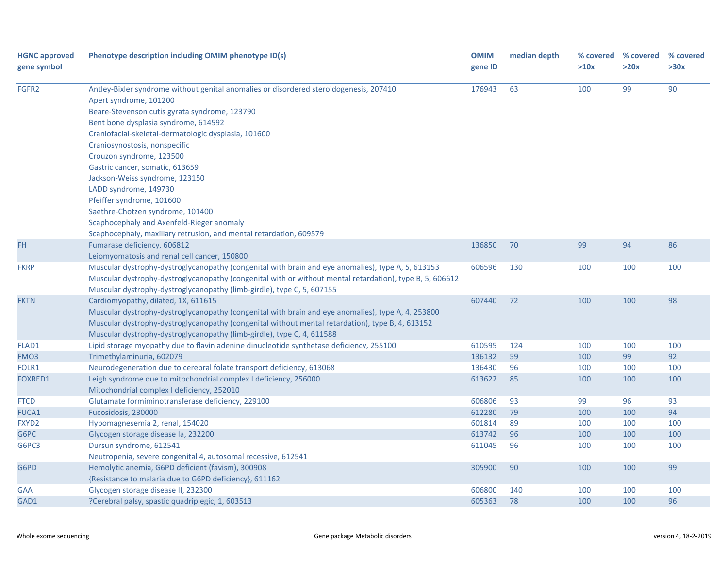| HGNC approved gene symbol | Phenotype description including OMIM phenotype ID(s) | OMIM gene ID | median depth | % covered >10x | % covered >20x | % covered >30x |
|---|---|---|---|---|---|---|
| FGFR2 | Antley-Bixler syndrome without genital anomalies or disordered steroidogenesis, 207410<br>Apert syndrome, 101200<br>Beare-Stevenson cutis gyrata syndrome, 123790<br>Bent bone dysplasia syndrome, 614592<br>Craniofacial-skeletal-dermatologic dysplasia, 101600<br>Craniosynostosis, nonspecific<br>Crouzon syndrome, 123500<br>Gastric cancer, somatic, 613659<br>Jackson-Weiss syndrome, 123150<br>LADD syndrome, 149730<br>Pfeiffer syndrome, 101600<br>Saethre-Chotzen syndrome, 101400<br>Scaphocephaly and Axenfeld-Rieger anomaly<br>Scaphocephaly, maxillary retrusion, and mental retardation, 609579 | 176943 | 63 | 100 | 99 | 90 |
| FH | Fumarase deficiency, 606812<br>Leiomyomatosis and renal cell cancer, 150800 | 136850 | 70 | 99 | 94 | 86 |
| FKRP | Muscular dystrophy-dystroglycanopathy (congenital with brain and eye anomalies), type A, 5, 613153<br>Muscular dystrophy-dystroglycanopathy (congenital with or without mental retardation), type B, 5, 606612<br>Muscular dystrophy-dystroglycanopathy (limb-girdle), type C, 5, 607155 | 606596 | 130 | 100 | 100 | 100 |
| FKTN | Cardiomyopathy, dilated, 1X, 611615<br>Muscular dystrophy-dystroglycanopathy (congenital with brain and eye anomalies), type A, 4, 253800<br>Muscular dystrophy-dystroglycanopathy (congenital without mental retardation), type B, 4, 613152<br>Muscular dystrophy-dystroglycanopathy (limb-girdle), type C, 4, 611588 | 607440 | 72 | 100 | 100 | 98 |
| FLAD1 | Lipid storage myopathy due to flavin adenine dinucleotide synthetase deficiency, 255100 | 610595 | 124 | 100 | 100 | 100 |
| FMO3 | Trimethylaminuria, 602079 | 136132 | 59 | 100 | 99 | 92 |
| FOLR1 | Neurodegeneration due to cerebral folate transport deficiency, 613068 | 136430 | 96 | 100 | 100 | 100 |
| FOXRED1 | Leigh syndrome due to mitochondrial complex I deficiency, 256000<br>Mitochondrial complex I deficiency, 252010 | 613622 | 85 | 100 | 100 | 100 |
| FTCD | Glutamate formiminotransferase deficiency, 229100 | 606806 | 93 | 99 | 96 | 93 |
| FUCA1 | Fucosidosis, 230000 | 612280 | 79 | 100 | 100 | 94 |
| FXYD2 | Hypomagnesemia 2, renal, 154020 | 601814 | 89 | 100 | 100 | 100 |
| G6PC | Glycogen storage disease Ia, 232200 | 613742 | 96 | 100 | 100 | 100 |
| G6PC3 | Dursun syndrome, 612541<br>Neutropenia, severe congenital 4, autosomal recessive, 612541 | 611045 | 96 | 100 | 100 | 100 |
| G6PD | Hemolytic anemia, G6PD deficient (favism), 300908<br>{Resistance to malaria due to G6PD deficiency}, 611162 | 305900 | 90 | 100 | 100 | 99 |
| GAA | Glycogen storage disease II, 232300 | 606800 | 140 | 100 | 100 | 100 |
| GAD1 | ?Cerebral palsy, spastic quadriplegic, 1, 603513 | 605363 | 78 | 100 | 100 | 96 |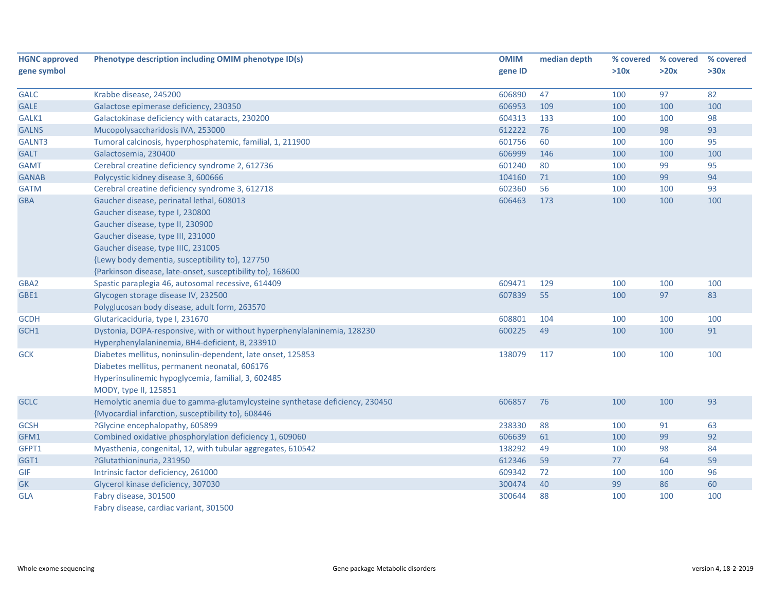| HGNC approved gene symbol | Phenotype description including OMIM phenotype ID(s) | OMIM gene ID | median depth | % covered >10x | % covered >20x | % covered >30x |
|---|---|---|---|---|---|---|
| GALC | Krabbe disease, 245200 | 606890 | 47 | 100 | 97 | 82 |
| GALE | Galactose epimerase deficiency, 230350 | 606953 | 109 | 100 | 100 | 100 |
| GALK1 | Galactokinase deficiency with cataracts, 230200 | 604313 | 133 | 100 | 100 | 98 |
| GALNS | Mucopolysaccharidosis IVA, 253000 | 612222 | 76 | 100 | 98 | 93 |
| GALNT3 | Tumoral calcinosis, hyperphosphatemic, familial, 1, 211900 | 601756 | 60 | 100 | 100 | 95 |
| GALT | Galactosemia, 230400 | 606999 | 146 | 100 | 100 | 100 |
| GAMT | Cerebral creatine deficiency syndrome 2, 612736 | 601240 | 80 | 100 | 99 | 95 |
| GANAB | Polycystic kidney disease 3, 600666 | 104160 | 71 | 100 | 99 | 94 |
| GATM | Cerebral creatine deficiency syndrome 3, 612718 | 602360 | 56 | 100 | 100 | 93 |
| GBA | Gaucher disease, perinatal lethal, 608013<br>Gaucher disease, type I, 230800<br>Gaucher disease, type II, 230900<br>Gaucher disease, type III, 231000<br>Gaucher disease, type IIIC, 231005<br>{Lewy body dementia, susceptibility to}, 127750<br>{Parkinson disease, late-onset, susceptibility to}, 168600 | 606463 | 173 | 100 | 100 | 100 |
| GBA2 | Spastic paraplegia 46, autosomal recessive, 614409 | 609471 | 129 | 100 | 100 | 100 |
| GBE1 | Glycogen storage disease IV, 232500<br>Polyglucosan body disease, adult form, 263570 | 607839 | 55 | 100 | 97 | 83 |
| GCDH | Glutaricaciduria, type I, 231670 | 608801 | 104 | 100 | 100 | 100 |
| GCH1 | Dystonia, DOPA-responsive, with or without hyperphenylalaninemia, 128230<br>Hyperphenylalaninemia, BH4-deficient, B, 233910 | 600225 | 49 | 100 | 100 | 91 |
| GCK | Diabetes mellitus, noninsulin-dependent, late onset, 125853<br>Diabetes mellitus, permanent neonatal, 606176<br>Hyperinsulinemic hypoglycemia, familial, 3, 602485<br>MODY, type II, 125851 | 138079 | 117 | 100 | 100 | 100 |
| GCLC | Hemolytic anemia due to gamma-glutamylcysteine synthetase deficiency, 230450<br>{Myocardial infarction, susceptibility to}, 608446 | 606857 | 76 | 100 | 100 | 93 |
| GCSH | ?Glycine encephalopathy, 605899 | 238330 | 88 | 100 | 91 | 63 |
| GFM1 | Combined oxidative phosphorylation deficiency 1, 609060 | 606639 | 61 | 100 | 99 | 92 |
| GFPT1 | Myasthenia, congenital, 12, with tubular aggregates, 610542 | 138292 | 49 | 100 | 98 | 84 |
| GGT1 | ?Glutathioninuria, 231950 | 612346 | 59 | 77 | 64 | 59 |
| GIF | Intrinsic factor deficiency, 261000 | 609342 | 72 | 100 | 100 | 96 |
| GK | Glycerol kinase deficiency, 307030 | 300474 | 40 | 99 | 86 | 60 |
| GLA | Fabry disease, 301500<br>Fabry disease, cardiac variant, 301500 | 300644 | 88 | 100 | 100 | 100 |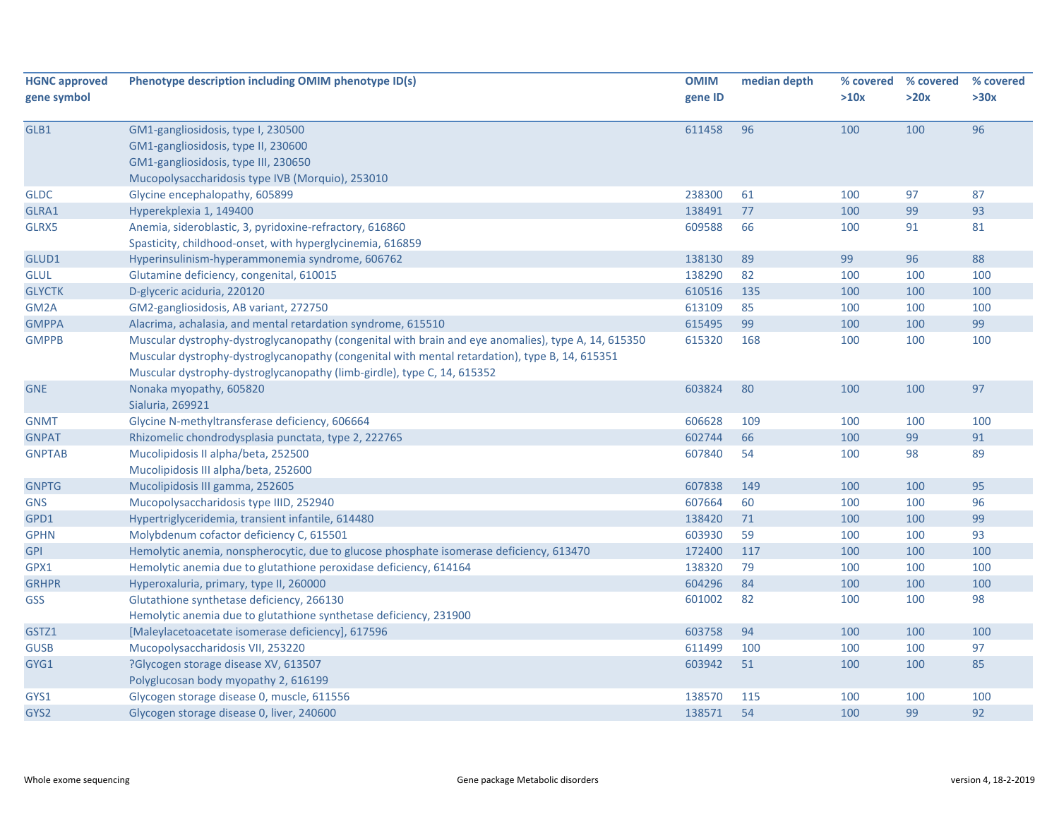| HGNC approved gene symbol | Phenotype description including OMIM phenotype ID(s) | OMIM gene ID | median depth | % covered >10x | % covered >20x | % covered >30x |
|---|---|---|---|---|---|---|
| GLB1 | GM1-gangliosidosis, type I, 230500<br>GM1-gangliosidosis, type II, 230600<br>GM1-gangliosidosis, type III, 230650<br>Mucopolysaccharidosis type IVB (Morquio), 253010 | 611458 | 96 | 100 | 100 | 96 |
| GLDC | Glycine encephalopathy, 605899 | 238300 | 61 | 100 | 97 | 87 |
| GLRA1 | Hyperekplexia 1, 149400 | 138491 | 77 | 100 | 99 | 93 |
| GLRX5 | Anemia, sideroblastic, 3, pyridoxine-refractory, 616860<br>Spasticity, childhood-onset, with hyperglycinemia, 616859 | 609588 | 66 | 100 | 91 | 81 |
| GLUD1 | Hyperinsulinism-hyperammonemia syndrome, 606762 | 138130 | 89 | 99 | 96 | 88 |
| GLUL | Glutamine deficiency, congenital, 610015 | 138290 | 82 | 100 | 100 | 100 |
| GLYCTK | D-glyceric aciduria, 220120 | 610516 | 135 | 100 | 100 | 100 |
| GM2A | GM2-gangliosidosis, AB variant, 272750 | 613109 | 85 | 100 | 100 | 100 |
| GMPPA | Alacrima, achalasia, and mental retardation syndrome, 615510 | 615495 | 99 | 100 | 100 | 99 |
| GMPPB | Muscular dystrophy-dystroglycanopathy (congenital with brain and eye anomalies), type A, 14, 615350<br>Muscular dystrophy-dystroglycanopathy (congenital with mental retardation), type B, 14, 615351<br>Muscular dystrophy-dystroglycanopathy (limb-girdle), type C, 14, 615352 | 615320 | 168 | 100 | 100 | 100 |
| GNE | Nonaka myopathy, 605820<br>Sialuria, 269921 | 603824 | 80 | 100 | 100 | 97 |
| GNMT | Glycine N-methyltransferase deficiency, 606664 | 606628 | 109 | 100 | 100 | 100 |
| GNPAT | Rhizomelic chondrodysplasia punctata, type 2, 222765 | 602744 | 66 | 100 | 99 | 91 |
| GNPTAB | Mucolipidosis II alpha/beta, 252500<br>Mucolipidosis III alpha/beta, 252600 | 607840 | 54 | 100 | 98 | 89 |
| GNPTG | Mucolipidosis III gamma, 252605 | 607838 | 149 | 100 | 100 | 95 |
| GNS | Mucopolysaccharidosis type IIID, 252940 | 607664 | 60 | 100 | 100 | 96 |
| GPD1 | Hypertriglyceridemia, transient infantile, 614480 | 138420 | 71 | 100 | 100 | 99 |
| GPHN | Molybdenum cofactor deficiency C, 615501 | 603930 | 59 | 100 | 100 | 93 |
| GPI | Hemolytic anemia, nonspherocytic, due to glucose phosphate isomerase deficiency, 613470 | 172400 | 117 | 100 | 100 | 100 |
| GPX1 | Hemolytic anemia due to glutathione peroxidase deficiency, 614164 | 138320 | 79 | 100 | 100 | 100 |
| GRHPR | Hyperoxaluria, primary, type II, 260000 | 604296 | 84 | 100 | 100 | 100 |
| GSS | Glutathione synthetase deficiency, 266130<br>Hemolytic anemia due to glutathione synthetase deficiency, 231900 | 601002 | 82 | 100 | 100 | 98 |
| GSTZ1 | [Maleylacetoacetate isomerase deficiency], 617596 | 603758 | 94 | 100 | 100 | 100 |
| GUSB | Mucopolysaccharidosis VII, 253220 | 611499 | 100 | 100 | 100 | 97 |
| GYG1 | ?Glycogen storage disease XV, 613507<br>Polyglucosan body myopathy 2, 616199 | 603942 | 51 | 100 | 100 | 85 |
| GYS1 | Glycogen storage disease 0, muscle, 611556 | 138570 | 115 | 100 | 100 | 100 |
| GYS2 | Glycogen storage disease 0, liver, 240600 | 138571 | 54 | 100 | 99 | 92 |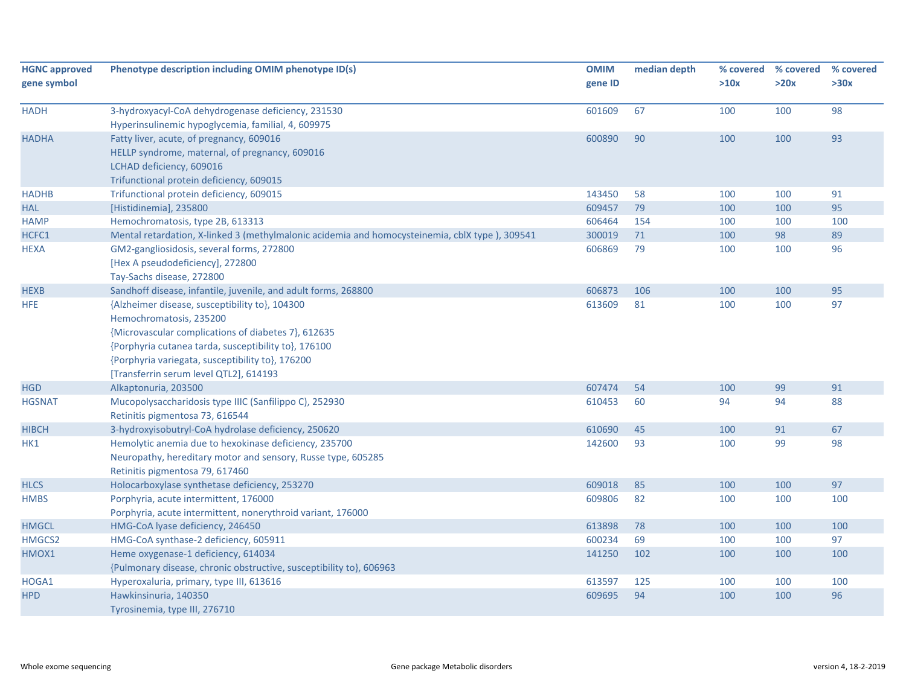| HGNC approved gene symbol | Phenotype description including OMIM phenotype ID(s) | OMIM gene ID | median depth | % covered >10x | % covered >20x | % covered >30x |
|---|---|---|---|---|---|---|
| HADH | 3-hydroxyacyl-CoA dehydrogenase deficiency, 231530<br>Hyperinsulinemic hypoglycemia, familial, 4, 609975 | 601609 | 67 | 100 | 100 | 98 |
| HADHA | Fatty liver, acute, of pregnancy, 609016<br>HELLP syndrome, maternal, of pregnancy, 609016<br>LCHAD deficiency, 609016<br>Trifunctional protein deficiency, 609015 | 600890 | 90 | 100 | 100 | 93 |
| HADHB | Trifunctional protein deficiency, 609015 | 143450 | 58 | 100 | 100 | 91 |
| HAL | [Histidinemia], 235800 | 609457 | 79 | 100 | 100 | 95 |
| HAMP | Hemochromatosis, type 2B, 613313 | 606464 | 154 | 100 | 100 | 100 |
| HCFC1 | Mental retardation, X-linked 3 (methylmalonic acidemia and homocysteinemia, cblX type ), 309541 | 300019 | 71 | 100 | 98 | 89 |
| HEXA | GM2-gangliosidosis, several forms, 272800<br>[Hex A pseudodeficiency], 272800<br>Tay-Sachs disease, 272800 | 606869 | 79 | 100 | 100 | 96 |
| HEXB | Sandhoff disease, infantile, juvenile, and adult forms, 268800 | 606873 | 106 | 100 | 100 | 95 |
| HFE | {Alzheimer disease, susceptibility to}, 104300<br>Hemochromatosis, 235200<br>{Microvascular complications of diabetes 7}, 612635<br>{Porphyria cutanea tarda, susceptibility to}, 176100<br>{Porphyria variegata, susceptibility to}, 176200<br>[Transferrin serum level QTL2], 614193 | 613609 | 81 | 100 | 100 | 97 |
| HGD | Alkaptonuria, 203500 | 607474 | 54 | 100 | 99 | 91 |
| HGSNAT | Mucopolysaccharidosis type IIIC (Sanfilippo C), 252930<br>Retinitis pigmentosa 73, 616544 | 610453 | 60 | 94 | 94 | 88 |
| HIBCH | 3-hydroxyisobutyryl-CoA hydrolase deficiency, 250620 | 610690 | 45 | 100 | 91 | 67 |
| HK1 | Hemolytic anemia due to hexokinase deficiency, 235700<br>Neuropathy, hereditary motor and sensory, Russe type, 605285<br>Retinitis pigmentosa 79, 617460 | 142600 | 93 | 100 | 99 | 98 |
| HLCS | Holocarboxylase synthetase deficiency, 253270 | 609018 | 85 | 100 | 100 | 97 |
| HMBS | Porphyria, acute intermittent, 176000<br>Porphyria, acute intermittent, nonerythroid variant, 176000 | 609806 | 82 | 100 | 100 | 100 |
| HMGCL | HMG-CoA lyase deficiency, 246450 | 613898 | 78 | 100 | 100 | 100 |
| HMGCS2 | HMG-CoA synthase-2 deficiency, 605911 | 600234 | 69 | 100 | 100 | 97 |
| HMOX1 | Heme oxygenase-1 deficiency, 614034<br>{Pulmonary disease, chronic obstructive, susceptibility to}, 606963 | 141250 | 102 | 100 | 100 | 100 |
| HOGA1 | Hyperoxaluria, primary, type III, 613616 | 613597 | 125 | 100 | 100 | 100 |
| HPD | Hawkinsinuria, 140350<br>Tyrosinemia, type III, 276710 | 609695 | 94 | 100 | 100 | 96 |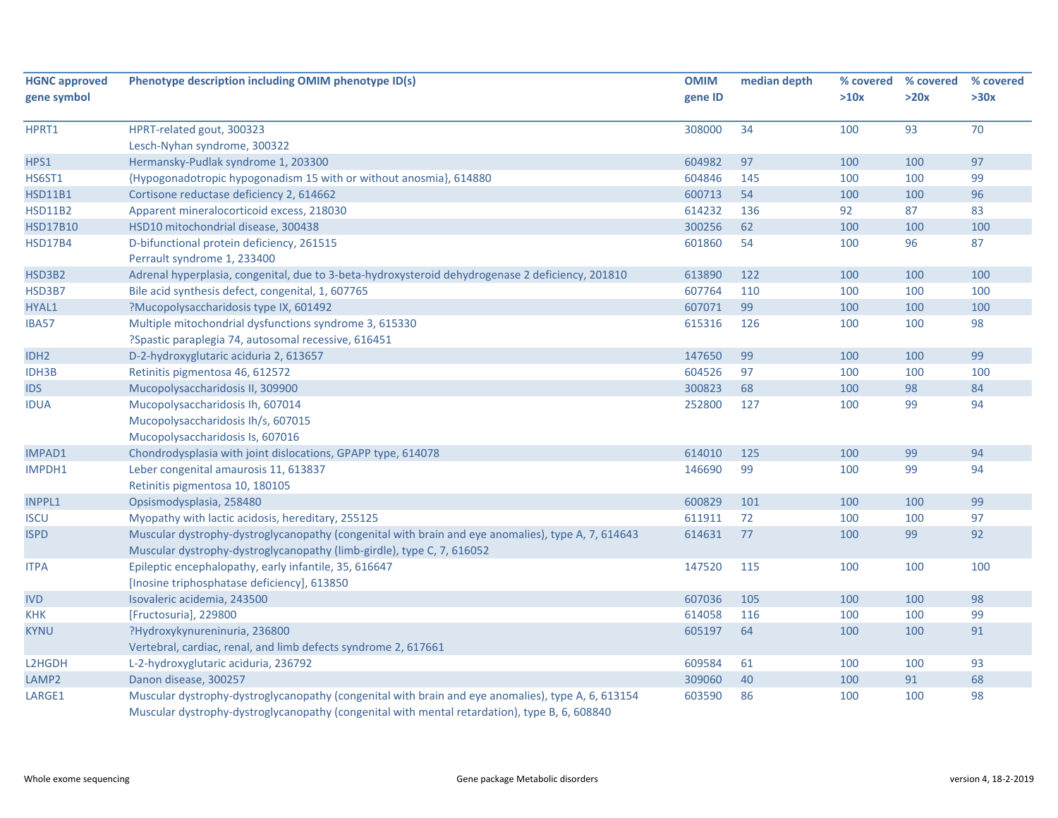| HGNC approved gene symbol | Phenotype description including OMIM phenotype ID(s) | OMIM gene ID | median depth | % covered >10x | % covered >20x | % covered >30x |
|---|---|---|---|---|---|---|
| HPRT1 | HPRT-related gout, 300323<br>Lesch-Nyhan syndrome, 300322 | 308000 | 34 | 100 | 93 | 70 |
| HPS1 | Hermansky-Pudlak syndrome 1, 203300 | 604982 | 97 | 100 | 100 | 97 |
| HS6ST1 | {Hypogonadotropic hypogonadism 15 with or without anosmia}, 614880 | 604846 | 145 | 100 | 100 | 99 |
| HSD11B1 | Cortisone reductase deficiency 2, 614662 | 600713 | 54 | 100 | 100 | 96 |
| HSD11B2 | Apparent mineralocorticoid excess, 218030 | 614232 | 136 | 92 | 87 | 83 |
| HSD17B10 | HSD10 mitochondrial disease, 300438 | 300256 | 62 | 100 | 100 | 100 |
| HSD17B4 | D-bifunctional protein deficiency, 261515<br>Perrault syndrome 1, 233400 | 601860 | 54 | 100 | 96 | 87 |
| HSD3B2 | Adrenal hyperplasia, congenital, due to 3-beta-hydroxysteroid dehydrogenase 2 deficiency, 201810 | 613890 | 122 | 100 | 100 | 100 |
| HSD3B7 | Bile acid synthesis defect, congenital, 1, 607765 | 607764 | 110 | 100 | 100 | 100 |
| HYAL1 | ?Mucopolysaccharidosis type IX, 601492 | 607071 | 99 | 100 | 100 | 100 |
| IBA57 | Multiple mitochondrial dysfunctions syndrome 3, 615330<br>?Spastic paraplegia 74, autosomal recessive, 616451 | 615316 | 126 | 100 | 100 | 98 |
| IDH2 | D-2-hydroxyglutaric aciduria 2, 613657 | 147650 | 99 | 100 | 100 | 99 |
| IDH3B | Retinitis pigmentosa 46, 612572 | 604526 | 97 | 100 | 100 | 100 |
| IDS | Mucopolysaccharidosis II, 309900 | 300823 | 68 | 100 | 98 | 84 |
| IDUA | Mucopolysaccharidosis Ih, 607014<br>Mucopolysaccharidosis Ih/s, 607015<br>Mucopolysaccharidosis Is, 607016 | 252800 | 127 | 100 | 99 | 94 |
| IMPAD1 | Chondrodysplasia with joint dislocations, GPAPP type, 614078 | 614010 | 125 | 100 | 99 | 94 |
| IMPDH1 | Leber congenital amaurosis 11, 613837<br>Retinitis pigmentosa 10, 180105 | 146690 | 99 | 100 | 99 | 94 |
| INPPL1 | Opsismodysplasia, 258480 | 600829 | 101 | 100 | 100 | 99 |
| ISCU | Myopathy with lactic acidosis, hereditary, 255125 | 611911 | 72 | 100 | 100 | 97 |
| ISPD | Muscular dystrophy-dystroglycanopathy (congenital with brain and eye anomalies), type A, 7, 614643<br>Muscular dystrophy-dystroglycanopathy (limb-girdle), type C, 7, 616052 | 614631 | 77 | 100 | 99 | 92 |
| ITPA | Epileptic encephalopathy, early infantile, 35, 616647<br>[Inosine triphosphatase deficiency], 613850 | 147520 | 115 | 100 | 100 | 100 |
| IVD | Isovaleric acidemia, 243500 | 607036 | 105 | 100 | 100 | 98 |
| KHK | [Fructosuria], 229800 | 614058 | 116 | 100 | 100 | 99 |
| KYNU | ?Hydroxykynureninuria, 236800<br>Vertebral, cardiac, renal, and limb defects syndrome 2, 617661 | 605197 | 64 | 100 | 100 | 91 |
| L2HGDH | L-2-hydroxyglutaric aciduria, 236792 | 609584 | 61 | 100 | 100 | 93 |
| LAMP2 | Danon disease, 300257 | 309060 | 40 | 100 | 91 | 68 |
| LARGE1 | Muscular dystrophy-dystroglycanopathy (congenital with brain and eye anomalies), type A, 6, 613154<br>Muscular dystrophy-dystroglycanopathy (congenital with mental retardation), type B, 6, 608840 | 603590 | 86 | 100 | 100 | 98 |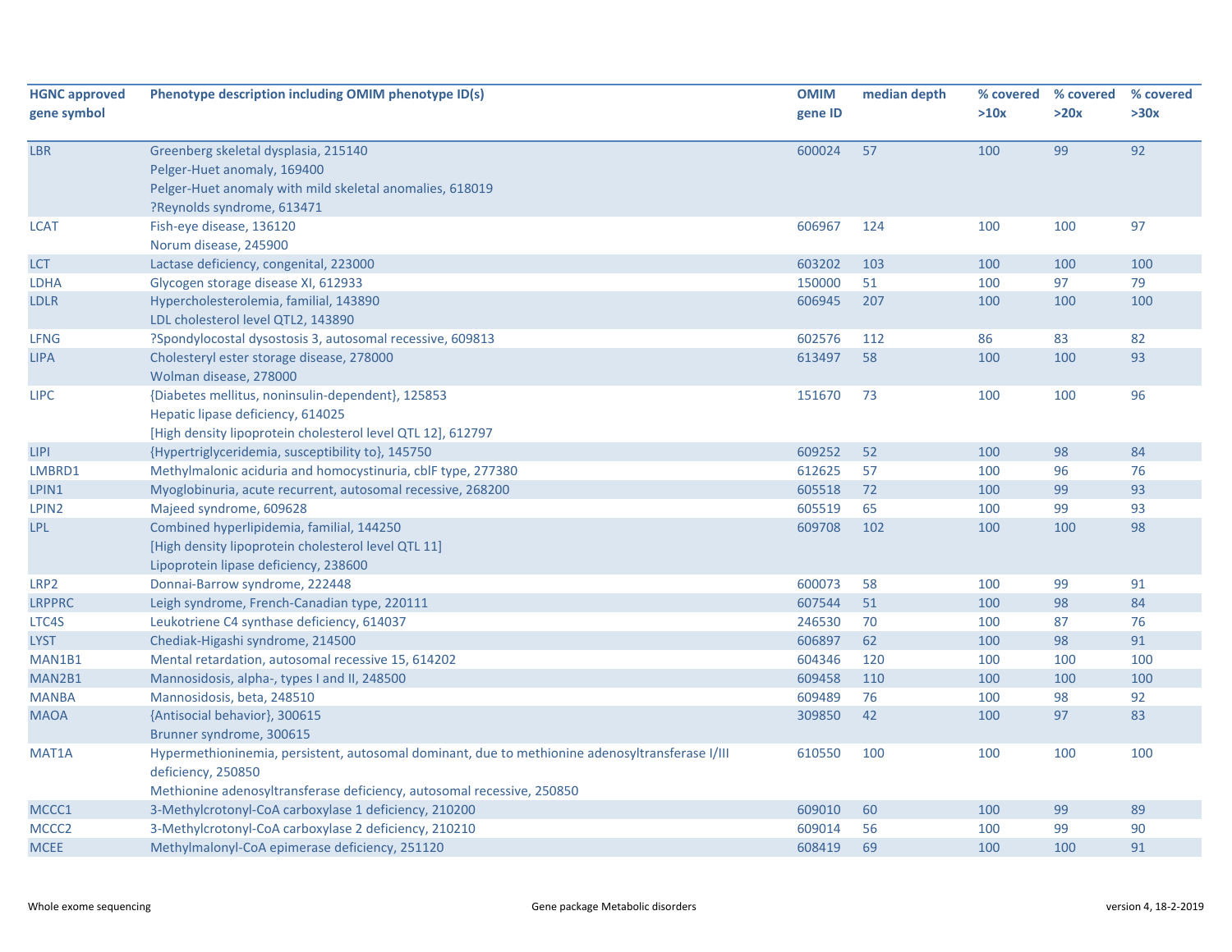| HGNC approved gene symbol | Phenotype description including OMIM phenotype ID(s) | OMIM gene ID | median depth | % covered >10x | % covered >20x | % covered >30x |
|---|---|---|---|---|---|---|
| LBR | Greenberg skeletal dysplasia, 215140<br>Pelger-Huet anomaly, 169400<br>Pelger-Huet anomaly with mild skeletal anomalies, 618019<br>?Reynolds syndrome, 613471 | 600024 | 57 | 100 | 99 | 92 |
| LCAT | Fish-eye disease, 136120<br>Norum disease, 245900 | 606967 | 124 | 100 | 100 | 97 |
| LCT | Lactase deficiency, congenital, 223000 | 603202 | 103 | 100 | 100 | 100 |
| LDHA | Glycogen storage disease XI, 612933 | 150000 | 51 | 100 | 97 | 79 |
| LDLR | Hypercholesterolemia, familial, 143890<br>LDL cholesterol level QTL2, 143890 | 606945 | 207 | 100 | 100 | 100 |
| LFNG | ?Spondylocostal dysostosis 3, autosomal recessive, 609813 | 602576 | 112 | 86 | 83 | 82 |
| LIPA | Cholesteryl ester storage disease, 278000<br>Wolman disease, 278000 | 613497 | 58 | 100 | 100 | 93 |
| LIPC | {Diabetes mellitus, noninsulin-dependent}, 125853<br>Hepatic lipase deficiency, 614025<br>[High density lipoprotein cholesterol level QTL 12], 612797 | 151670 | 73 | 100 | 100 | 96 |
| LIPI | {Hypertriglyceridemia, susceptibility to}, 145750 | 609252 | 52 | 100 | 98 | 84 |
| LMBRD1 | Methylmalonic aciduria and homocystinuria, cblF type, 277380 | 612625 | 57 | 100 | 96 | 76 |
| LPIN1 | Myoglobinuria, acute recurrent, autosomal recessive, 268200 | 605518 | 72 | 100 | 99 | 93 |
| LPIN2 | Majeed syndrome, 609628 | 605519 | 65 | 100 | 99 | 93 |
| LPL | Combined hyperlipidemia, familial, 144250<br>[High density lipoprotein cholesterol level QTL 11]<br>Lipoprotein lipase deficiency, 238600 | 609708 | 102 | 100 | 100 | 98 |
| LRP2 | Donnai-Barrow syndrome, 222448 | 600073 | 58 | 100 | 99 | 91 |
| LRPPRC | Leigh syndrome, French-Canadian type, 220111 | 607544 | 51 | 100 | 98 | 84 |
| LTC4S | Leukotriene C4 synthase deficiency, 614037 | 246530 | 70 | 100 | 87 | 76 |
| LYST | Chediak-Higashi syndrome, 214500 | 606897 | 62 | 100 | 98 | 91 |
| MAN1B1 | Mental retardation, autosomal recessive 15, 614202 | 604346 | 120 | 100 | 100 | 100 |
| MAN2B1 | Mannosidosis, alpha-, types I and II, 248500 | 609458 | 110 | 100 | 100 | 100 |
| MANBA | Mannosidosis, beta, 248510 | 609489 | 76 | 100 | 98 | 92 |
| MAOA | {Antisocial behavior}, 300615<br>Brunner syndrome, 300615 | 309850 | 42 | 100 | 97 | 83 |
| MAT1A | Hypermethioninemia, persistent, autosomal dominant, due to methionine adenosyltransferase I/III deficiency, 250850<br>Methionine adenosyltransferase deficiency, autosomal recessive, 250850 | 610550 | 100 | 100 | 100 | 100 |
| MCCC1 | 3-Methylcrotonyl-CoA carboxylase 1 deficiency, 210200 | 609010 | 60 | 100 | 99 | 89 |
| MCCC2 | 3-Methylcrotonyl-CoA carboxylase 2 deficiency, 210210 | 609014 | 56 | 100 | 99 | 90 |
| MCEE | Methylmalonyl-CoA epimerase deficiency, 251120 | 608419 | 69 | 100 | 100 | 91 |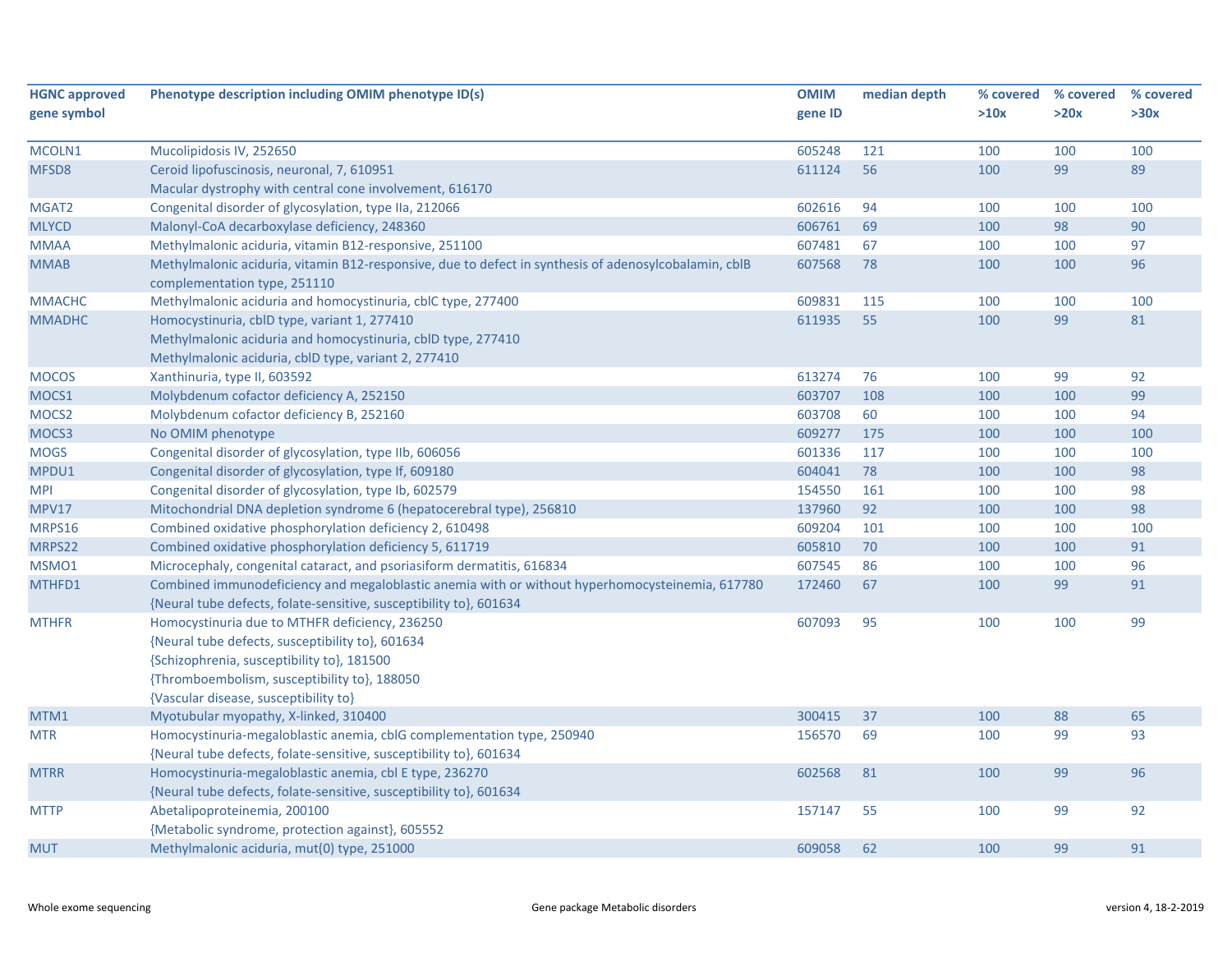| HGNC approved gene symbol | Phenotype description including OMIM phenotype ID(s) | OMIM gene ID | median depth | % covered >10x | % covered >20x | % covered >30x |
|---|---|---|---|---|---|---|
| MCOLN1 | Mucolipidosis IV, 252650 | 605248 | 121 | 100 | 100 | 100 |
| MFSD8 | Ceroid lipofuscinosis, neuronal, 7, 610951<br>Macular dystrophy with central cone involvement, 616170 | 611124 | 56 | 100 | 99 | 89 |
| MGAT2 | Congenital disorder of glycosylation, type IIa, 212066 | 602616 | 94 | 100 | 100 | 100 |
| MLYCD | Malonyl-CoA decarboxylase deficiency, 248360 | 606761 | 69 | 100 | 98 | 90 |
| MMAA | Methylmalonic aciduria, vitamin B12-responsive, 251100 | 607481 | 67 | 100 | 100 | 97 |
| MMAB | Methylmalonic aciduria, vitamin B12-responsive, due to defect in synthesis of adenosylcobalamin, cblB complementation type, 251110 | 607568 | 78 | 100 | 100 | 96 |
| MMACHC | Methylmalonic aciduria and homocystinuria, cblC type, 277400 | 609831 | 115 | 100 | 100 | 100 |
| MMADHC | Homocystinuria, cblD type, variant 1, 277410<br>Methylmalonic aciduria and homocystinuria, cblD type, 277410<br>Methylmalonic aciduria, cblD type, variant 2, 277410 | 611935 | 55 | 100 | 99 | 81 |
| MOCOS | Xanthinuria, type II, 603592 | 613274 | 76 | 100 | 99 | 92 |
| MOCS1 | Molybdenum cofactor deficiency A, 252150 | 603707 | 108 | 100 | 100 | 99 |
| MOCS2 | Molybdenum cofactor deficiency B, 252160 | 603708 | 60 | 100 | 100 | 94 |
| MOCS3 | No OMIM phenotype | 609277 | 175 | 100 | 100 | 100 |
| MOGS | Congenital disorder of glycosylation, type IIb, 606056 | 601336 | 117 | 100 | 100 | 100 |
| MPDU1 | Congenital disorder of glycosylation, type If, 609180 | 604041 | 78 | 100 | 100 | 98 |
| MPI | Congenital disorder of glycosylation, type Ib, 602579 | 154550 | 161 | 100 | 100 | 98 |
| MPV17 | Mitochondrial DNA depletion syndrome 6 (hepatocerebral type), 256810 | 137960 | 92 | 100 | 100 | 98 |
| MRPS16 | Combined oxidative phosphorylation deficiency 2, 610498 | 609204 | 101 | 100 | 100 | 100 |
| MRPS22 | Combined oxidative phosphorylation deficiency 5, 611719 | 605810 | 70 | 100 | 100 | 91 |
| MSMO1 | Microcephaly, congenital cataract, and psoriasiform dermatitis, 616834 | 607545 | 86 | 100 | 100 | 96 |
| MTHFD1 | Combined immunodeficiency and megaloblastic anemia with or without hyperhomocysteinemia, 617780<br>{Neural tube defects, folate-sensitive, susceptibility to}, 601634 | 172460 | 67 | 100 | 99 | 91 |
| MTHFR | Homocystinuria due to MTHFR deficiency, 236250<br>{Neural tube defects, susceptibility to}, 601634<br>{Schizophrenia, susceptibility to}, 181500<br>{Thromboembolism, susceptibility to}, 188050<br>{Vascular disease, susceptibility to} | 607093 | 95 | 100 | 100 | 99 |
| MTM1 | Myotubular myopathy, X-linked, 310400 | 300415 | 37 | 100 | 88 | 65 |
| MTR | Homocystinuria-megaloblastic anemia, cblG complementation type, 250940<br>{Neural tube defects, folate-sensitive, susceptibility to}, 601634 | 156570 | 69 | 100 | 99 | 93 |
| MTRR | Homocystinuria-megaloblastic anemia, cbl E type, 236270<br>{Neural tube defects, folate-sensitive, susceptibility to}, 601634 | 602568 | 81 | 100 | 99 | 96 |
| MTTP | Abetalipoproteinemia, 200100<br>{Metabolic syndrome, protection against}, 605552 | 157147 | 55 | 100 | 99 | 92 |
| MUT | Methylmalonic aciduria, mut(0) type, 251000 | 609058 | 62 | 100 | 99 | 91 |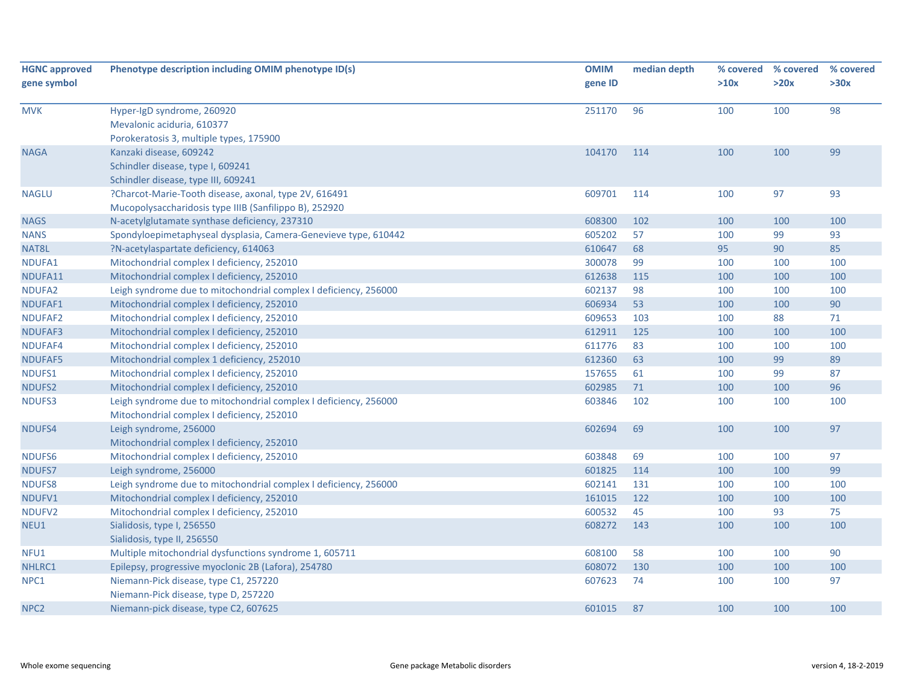| HGNC approved gene symbol | Phenotype description including OMIM phenotype ID(s) | OMIM gene ID | median depth | % covered >10x | % covered >20x | % covered >30x |
|---|---|---|---|---|---|---|
| MVK | Hyper-IgD syndrome, 260920<br>Mevalonic aciduria, 610377<br>Porokeratosis 3, multiple types, 175900 | 251170 | 96 | 100 | 100 | 98 |
| NAGA | Kanzaki disease, 609242<br>Schindler disease, type I, 609241<br>Schindler disease, type III, 609241 | 104170 | 114 | 100 | 100 | 99 |
| NAGLU | ?Charcot-Marie-Tooth disease, axonal, type 2V, 616491<br>Mucopolysaccharidosis type IIIB (Sanfilippo B), 252920 | 609701 | 114 | 100 | 97 | 93 |
| NAGS | N-acetylglutamate synthase deficiency, 237310 | 608300 | 102 | 100 | 100 | 100 |
| NANS | Spondyloepimetaphyseal dysplasia, Camera-Genevieve type, 610442 | 605202 | 57 | 100 | 99 | 93 |
| NAT8L | ?N-acetylaspartate deficiency, 614063 | 610647 | 68 | 95 | 90 | 85 |
| NDUFA1 | Mitochondrial complex I deficiency, 252010 | 300078 | 99 | 100 | 100 | 100 |
| NDUFA11 | Mitochondrial complex I deficiency, 252010 | 612638 | 115 | 100 | 100 | 100 |
| NDUFA2 | Leigh syndrome due to mitochondrial complex I deficiency, 256000 | 602137 | 98 | 100 | 100 | 100 |
| NDUFAF1 | Mitochondrial complex I deficiency, 252010 | 606934 | 53 | 100 | 100 | 90 |
| NDUFAF2 | Mitochondrial complex I deficiency, 252010 | 609653 | 103 | 100 | 88 | 71 |
| NDUFAF3 | Mitochondrial complex I deficiency, 252010 | 612911 | 125 | 100 | 100 | 100 |
| NDUFAF4 | Mitochondrial complex I deficiency, 252010 | 611776 | 83 | 100 | 100 | 100 |
| NDUFAF5 | Mitochondrial complex 1 deficiency, 252010 | 612360 | 63 | 100 | 99 | 89 |
| NDUFS1 | Mitochondrial complex I deficiency, 252010 | 157655 | 61 | 100 | 99 | 87 |
| NDUFS2 | Mitochondrial complex I deficiency, 252010 | 602985 | 71 | 100 | 100 | 96 |
| NDUFS3 | Leigh syndrome due to mitochondrial complex I deficiency, 256000<br>Mitochondrial complex I deficiency, 252010 | 603846 | 102 | 100 | 100 | 100 |
| NDUFS4 | Leigh syndrome, 256000<br>Mitochondrial complex I deficiency, 252010 | 602694 | 69 | 100 | 100 | 97 |
| NDUFS6 | Mitochondrial complex I deficiency, 252010 | 603848 | 69 | 100 | 100 | 97 |
| NDUFS7 | Leigh syndrome, 256000 | 601825 | 114 | 100 | 100 | 99 |
| NDUFS8 | Leigh syndrome due to mitochondrial complex I deficiency, 256000 | 602141 | 131 | 100 | 100 | 100 |
| NDUFV1 | Mitochondrial complex I deficiency, 252010 | 161015 | 122 | 100 | 100 | 100 |
| NDUFV2 | Mitochondrial complex I deficiency, 252010 | 600532 | 45 | 100 | 93 | 75 |
| NEU1 | Sialidosis, type I, 256550<br>Sialidosis, type II, 256550 | 608272 | 143 | 100 | 100 | 100 |
| NFU1 | Multiple mitochondrial dysfunctions syndrome 1, 605711 | 608100 | 58 | 100 | 100 | 90 |
| NHLRC1 | Epilepsy, progressive myoclonic 2B (Lafora), 254780 | 608072 | 130 | 100 | 100 | 100 |
| NPC1 | Niemann-Pick disease, type C1, 257220<br>Niemann-Pick disease, type D, 257220 | 607623 | 74 | 100 | 100 | 97 |
| NPC2 | Niemann-pick disease, type C2, 607625 | 601015 | 87 | 100 | 100 | 100 |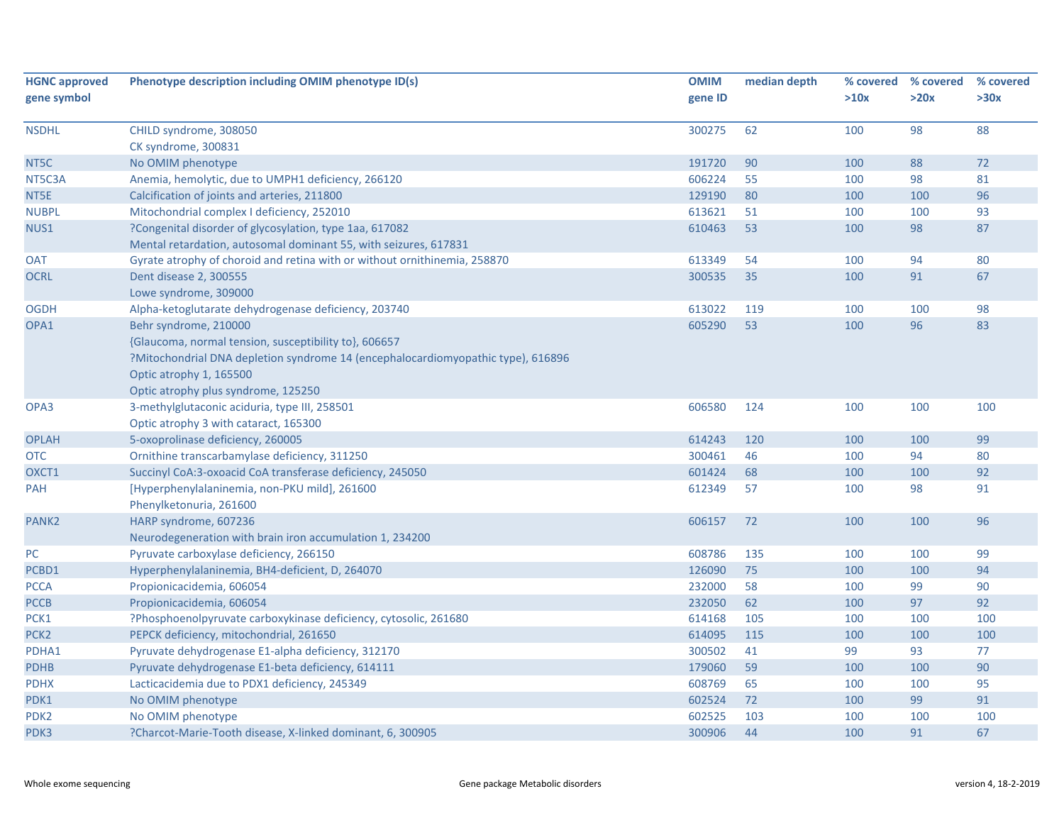| HGNC approved gene symbol | Phenotype description including OMIM phenotype ID(s) | OMIM gene ID | median depth | % covered >10x | % covered >20x | % covered >30x |
|---|---|---|---|---|---|---|
| NSDHL | CHILD syndrome, 308050<br>CK syndrome, 300831 | 300275 | 62 | 100 | 98 | 88 |
| NT5C | No OMIM phenotype | 191720 | 90 | 100 | 88 | 72 |
| NT5C3A | Anemia, hemolytic, due to UMPH1 deficiency, 266120 | 606224 | 55 | 100 | 98 | 81 |
| NT5E | Calcification of joints and arteries, 211800 | 129190 | 80 | 100 | 100 | 96 |
| NUBPL | Mitochondrial complex I deficiency, 252010 | 613621 | 51 | 100 | 100 | 93 |
| NUS1 | ?Congenital disorder of glycosylation, type 1aa, 617082<br>Mental retardation, autosomal dominant 55, with seizures, 617831 | 610463 | 53 | 100 | 98 | 87 |
| OAT | Gyrate atrophy of choroid and retina with or without ornithinemia, 258870 | 613349 | 54 | 100 | 94 | 80 |
| OCRL | Dent disease 2, 300555<br>Lowe syndrome, 309000 | 300535 | 35 | 100 | 91 | 67 |
| OGDH | Alpha-ketoglutarate dehydrogenase deficiency, 203740 | 613022 | 119 | 100 | 100 | 98 |
| OPA1 | Behr syndrome, 210000<br>{Glaucoma, normal tension, susceptibility to}, 606657<br>?Mitochondrial DNA depletion syndrome 14 (encephalocardiomyopathic type), 616896<br>Optic atrophy 1, 165500<br>Optic atrophy plus syndrome, 125250 | 605290 | 53 | 100 | 96 | 83 |
| OPA3 | 3-methylglutaconic aciduria, type III, 258501<br>Optic atrophy 3 with cataract, 165300 | 606580 | 124 | 100 | 100 | 100 |
| OPLAH | 5-oxoprolinase deficiency, 260005 | 614243 | 120 | 100 | 100 | 99 |
| OTC | Ornithine transcarbamylase deficiency, 311250 | 300461 | 46 | 100 | 94 | 80 |
| OXCT1 | Succinyl CoA:3-oxoacid CoA transferase deficiency, 245050 | 601424 | 68 | 100 | 100 | 92 |
| PAH | [Hyperphenylalaninemia, non-PKU mild], 261600<br>Phenylketonuria, 261600 | 612349 | 57 | 100 | 98 | 91 |
| PANK2 | HARP syndrome, 607236<br>Neurodegeneration with brain iron accumulation 1, 234200 | 606157 | 72 | 100 | 100 | 96 |
| PC | Pyruvate carboxylase deficiency, 266150 | 608786 | 135 | 100 | 100 | 99 |
| PCBD1 | Hyperphenylalaninemia, BH4-deficient, D, 264070 | 126090 | 75 | 100 | 100 | 94 |
| PCCA | Propionicacidemia, 606054 | 232000 | 58 | 100 | 99 | 90 |
| PCCB | Propionicacidemia, 606054 | 232050 | 62 | 100 | 97 | 92 |
| PCK1 | ?Phosphoenolpyruvate carboxykinase deficiency, cytosolic, 261680 | 614168 | 105 | 100 | 100 | 100 |
| PCK2 | PEPCK deficiency, mitochondrial, 261650 | 614095 | 115 | 100 | 100 | 100 |
| PDHA1 | Pyruvate dehydrogenase E1-alpha deficiency, 312170 | 300502 | 41 | 99 | 93 | 77 |
| PDHB | Pyruvate dehydrogenase E1-beta deficiency, 614111 | 179060 | 59 | 100 | 100 | 90 |
| PDHX | Lacticacidemia due to PDX1 deficiency, 245349 | 608769 | 65 | 100 | 100 | 95 |
| PDK1 | No OMIM phenotype | 602524 | 72 | 100 | 99 | 91 |
| PDK2 | No OMIM phenotype | 602525 | 103 | 100 | 100 | 100 |
| PDK3 | ?Charcot-Marie-Tooth disease, X-linked dominant, 6, 300905 | 300906 | 44 | 100 | 91 | 67 |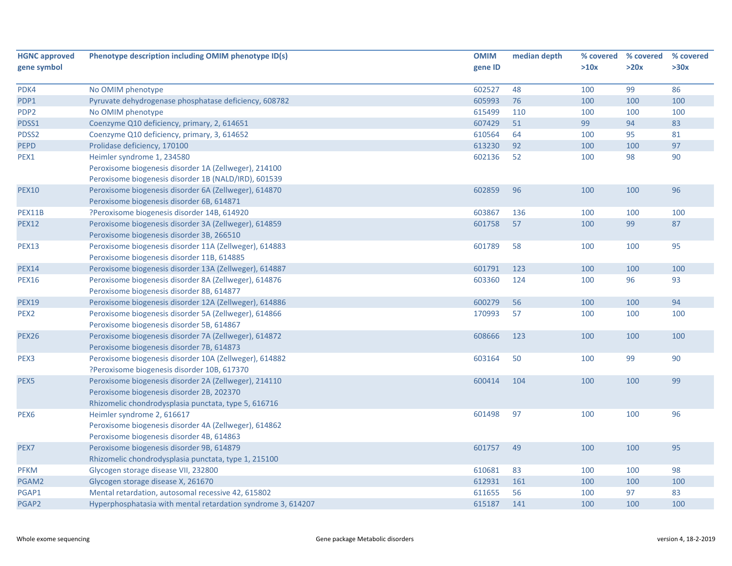| HGNC approved gene symbol | Phenotype description including OMIM phenotype ID(s) | OMIM gene ID | median depth | % covered >10x | % covered >20x | % covered >30x |
|---|---|---|---|---|---|---|
| PDK4 | No OMIM phenotype | 602527 | 48 | 100 | 99 | 86 |
| PDP1 | Pyruvate dehydrogenase phosphatase deficiency, 608782 | 605993 | 76 | 100 | 100 | 100 |
| PDP2 | No OMIM phenotype | 615499 | 110 | 100 | 100 | 100 |
| PDSS1 | Coenzyme Q10 deficiency, primary, 2, 614651 | 607429 | 51 | 99 | 94 | 83 |
| PDSS2 | Coenzyme Q10 deficiency, primary, 3, 614652 | 610564 | 64 | 100 | 95 | 81 |
| PEPD | Prolidase deficiency, 170100 | 613230 | 92 | 100 | 100 | 97 |
| PEX1 | Heimler syndrome 1, 234580<br>Peroxisome biogenesis disorder 1A (Zellweger), 214100<br>Peroxisome biogenesis disorder 1B (NALD/IRD), 601539 | 602136 | 52 | 100 | 98 | 90 |
| PEX10 | Peroxisome biogenesis disorder 6A (Zellweger), 614870<br>Peroxisome biogenesis disorder 6B, 614871 | 602859 | 96 | 100 | 100 | 96 |
| PEX11B | ?Peroxisome biogenesis disorder 14B, 614920 | 603867 | 136 | 100 | 100 | 100 |
| PEX12 | Peroxisome biogenesis disorder 3A (Zellweger), 614859<br>Peroxisome biogenesis disorder 3B, 266510 | 601758 | 57 | 100 | 99 | 87 |
| PEX13 | Peroxisome biogenesis disorder 11A (Zellweger), 614883<br>Peroxisome biogenesis disorder 11B, 614885 | 601789 | 58 | 100 | 100 | 95 |
| PEX14 | Peroxisome biogenesis disorder 13A (Zellweger), 614887 | 601791 | 123 | 100 | 100 | 100 |
| PEX16 | Peroxisome biogenesis disorder 8A (Zellweger), 614876<br>Peroxisome biogenesis disorder 8B, 614877 | 603360 | 124 | 100 | 96 | 93 |
| PEX19 | Peroxisome biogenesis disorder 12A (Zellweger), 614886 | 600279 | 56 | 100 | 100 | 94 |
| PEX2 | Peroxisome biogenesis disorder 5A (Zellweger), 614866<br>Peroxisome biogenesis disorder 5B, 614867 | 170993 | 57 | 100 | 100 | 100 |
| PEX26 | Peroxisome biogenesis disorder 7A (Zellweger), 614872<br>Peroxisome biogenesis disorder 7B, 614873 | 608666 | 123 | 100 | 100 | 100 |
| PEX3 | Peroxisome biogenesis disorder 10A (Zellweger), 614882<br>?Peroxisome biogenesis disorder 10B, 617370 | 603164 | 50 | 100 | 99 | 90 |
| PEX5 | Peroxisome biogenesis disorder 2A (Zellweger), 214110<br>Peroxisome biogenesis disorder 2B, 202370<br>Rhizomelic chondrodysplasia punctata, type 5, 616716 | 600414 | 104 | 100 | 100 | 99 |
| PEX6 | Heimler syndrome 2, 616617<br>Peroxisome biogenesis disorder 4A (Zellweger), 614862<br>Peroxisome biogenesis disorder 4B, 614863 | 601498 | 97 | 100 | 100 | 96 |
| PEX7 | Peroxisome biogenesis disorder 9B, 614879<br>Rhizomelic chondrodysplasia punctata, type 1, 215100 | 601757 | 49 | 100 | 100 | 95 |
| PFKM | Glycogen storage disease VII, 232800 | 610681 | 83 | 100 | 100 | 98 |
| PGAM2 | Glycogen storage disease X, 261670 | 612931 | 161 | 100 | 100 | 100 |
| PGAP1 | Mental retardation, autosomal recessive 42, 615802 | 611655 | 56 | 100 | 97 | 83 |
| PGAP2 | Hyperphosphatasia with mental retardation syndrome 3, 614207 | 615187 | 141 | 100 | 100 | 100 |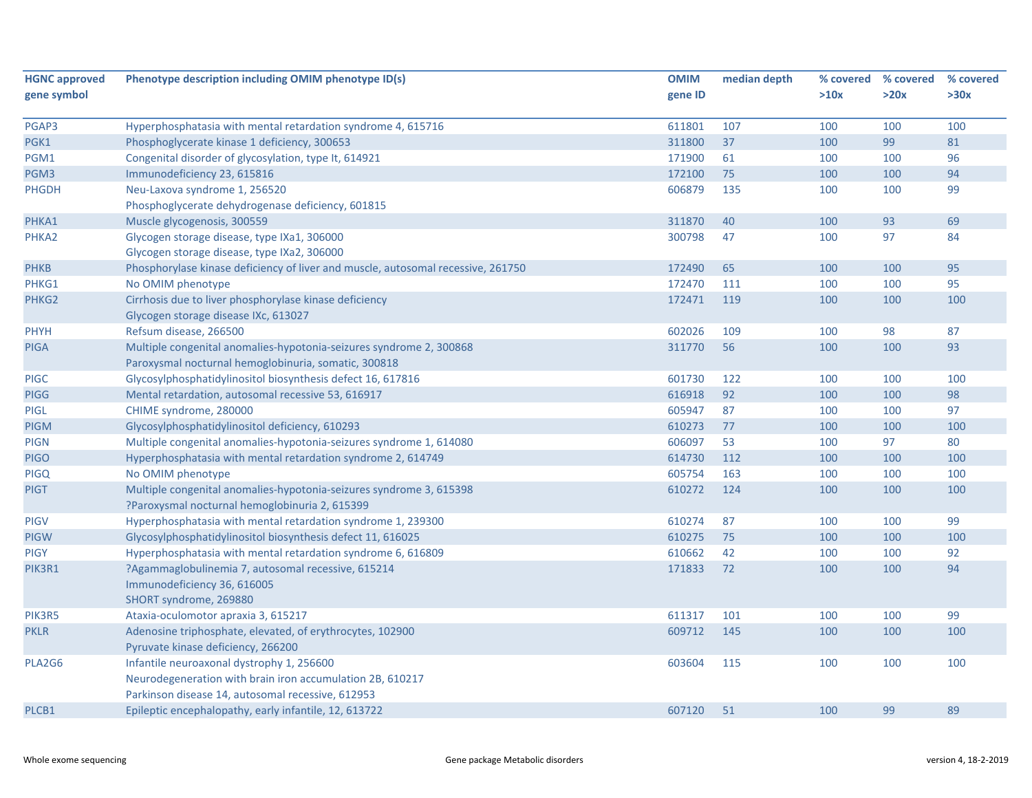| HGNC approved gene symbol | Phenotype description including OMIM phenotype ID(s) | OMIM gene ID | median depth | % covered >10x | % covered >20x | % covered >30x |
|---|---|---|---|---|---|---|
| PGAP3 | Hyperphosphatasia with mental retardation syndrome 4, 615716 | 611801 | 107 | 100 | 100 | 100 |
| PGK1 | Phosphoglycerate kinase 1 deficiency, 300653 | 311800 | 37 | 100 | 99 | 81 |
| PGM1 | Congenital disorder of glycosylation, type It, 614921 | 171900 | 61 | 100 | 100 | 96 |
| PGM3 | Immunodeficiency 23, 615816 | 172100 | 75 | 100 | 100 | 94 |
| PHGDH | Neu-Laxova syndrome 1, 256520<br>Phosphoglycerate dehydrogenase deficiency, 601815 | 606879 | 135 | 100 | 100 | 99 |
| PHKA1 | Muscle glycogenosis, 300559 | 311870 | 40 | 100 | 93 | 69 |
| PHKA2 | Glycogen storage disease, type IXa1, 306000<br>Glycogen storage disease, type IXa2, 306000 | 300798 | 47 | 100 | 97 | 84 |
| PHKB | Phosphorylase kinase deficiency of liver and muscle, autosomal recessive, 261750 | 172490 | 65 | 100 | 100 | 95 |
| PHKG1 | No OMIM phenotype | 172470 | 111 | 100 | 100 | 95 |
| PHKG2 | Cirrhosis due to liver phosphorylase kinase deficiency<br>Glycogen storage disease IXc, 613027 | 172471 | 119 | 100 | 100 | 100 |
| PHYH | Refsum disease, 266500 | 602026 | 109 | 100 | 98 | 87 |
| PIGA | Multiple congenital anomalies-hypotonia-seizures syndrome 2, 300868<br>Paroxysmal nocturnal hemoglobinuria, somatic, 300818 | 311770 | 56 | 100 | 100 | 93 |
| PIGC | Glycosylphosphatidylinositol biosynthesis defect 16, 617816 | 601730 | 122 | 100 | 100 | 100 |
| PIGG | Mental retardation, autosomal recessive 53, 616917 | 616918 | 92 | 100 | 100 | 98 |
| PIGL | CHIME syndrome, 280000 | 605947 | 87 | 100 | 100 | 97 |
| PIGM | Glycosylphosphatidylinositol deficiency, 610293 | 610273 | 77 | 100 | 100 | 100 |
| PIGN | Multiple congenital anomalies-hypotonia-seizures syndrome 1, 614080 | 606097 | 53 | 100 | 97 | 80 |
| PIGO | Hyperphosphatasia with mental retardation syndrome 2, 614749 | 614730 | 112 | 100 | 100 | 100 |
| PIGQ | No OMIM phenotype | 605754 | 163 | 100 | 100 | 100 |
| PIGT | Multiple congenital anomalies-hypotonia-seizures syndrome 3, 615398<br>?Paroxysmal nocturnal hemoglobinuria 2, 615399 | 610272 | 124 | 100 | 100 | 100 |
| PIGV | Hyperphosphatasia with mental retardation syndrome 1, 239300 | 610274 | 87 | 100 | 100 | 99 |
| PIGW | Glycosylphosphatidylinositol biosynthesis defect 11, 616025 | 610275 | 75 | 100 | 100 | 100 |
| PIGY | Hyperphosphatasia with mental retardation syndrome 6, 616809 | 610662 | 42 | 100 | 100 | 92 |
| PIK3R1 | ?Agammaglobulinemia 7, autosomal recessive, 615214<br>Immunodeficiency 36, 616005<br>SHORT syndrome, 269880 | 171833 | 72 | 100 | 100 | 94 |
| PIK3R5 | Ataxia-oculomotor apraxia 3, 615217 | 611317 | 101 | 100 | 100 | 99 |
| PKLR | Adenosine triphosphate, elevated, of erythrocytes, 102900<br>Pyruvate kinase deficiency, 266200 | 609712 | 145 | 100 | 100 | 100 |
| PLA2G6 | Infantile neuroaxonal dystrophy 1, 256600<br>Neurodegeneration with brain iron accumulation 2B, 610217<br>Parkinson disease 14, autosomal recessive, 612953 | 603604 | 115 | 100 | 100 | 100 |
| PLCB1 | Epileptic encephalopathy, early infantile, 12, 613722 | 607120 | 51 | 100 | 99 | 89 |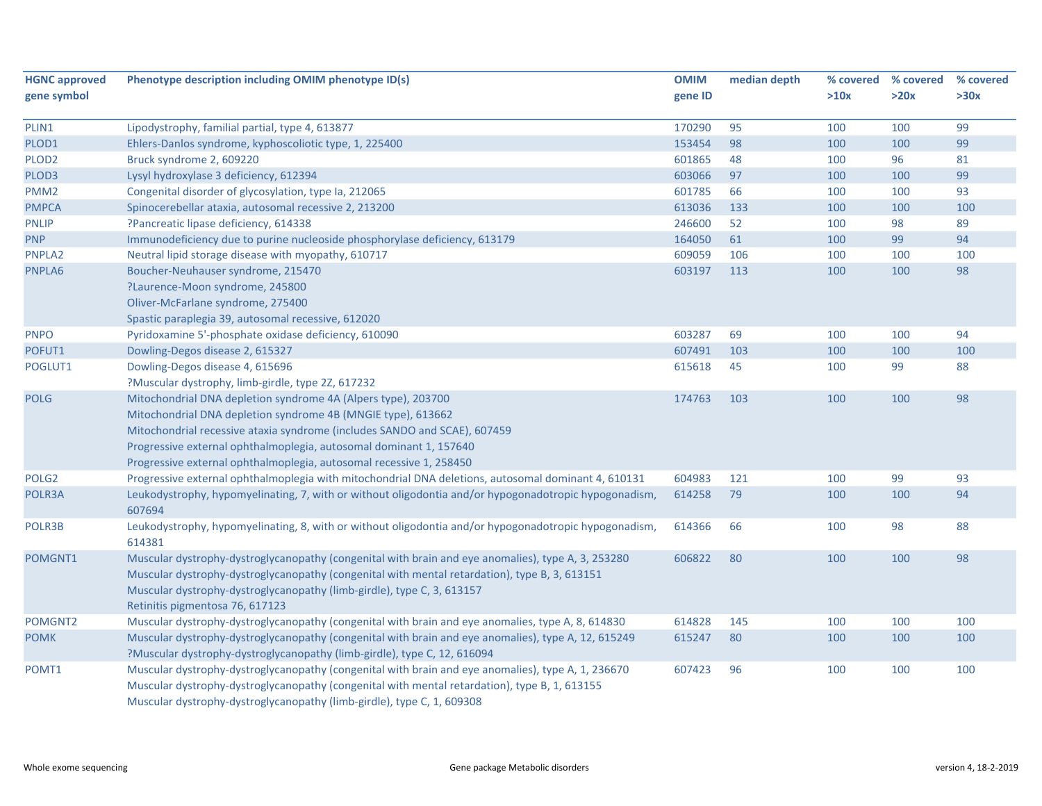| HGNC approved gene symbol | Phenotype description including OMIM phenotype ID(s) | OMIM gene ID | median depth | % covered >10x | % covered >20x | % covered >30x |
|---|---|---|---|---|---|---|
| PLIN1 | Lipodystrophy, familial partial, type 4, 613877 | 170290 | 95 | 100 | 100 | 99 |
| PLOD1 | Ehlers-Danlos syndrome, kyphoscoliotic type, 1, 225400 | 153454 | 98 | 100 | 100 | 99 |
| PLOD2 | Bruck syndrome 2, 609220 | 601865 | 48 | 100 | 96 | 81 |
| PLOD3 | Lysyl hydroxylase 3 deficiency, 612394 | 603066 | 97 | 100 | 100 | 99 |
| PMM2 | Congenital disorder of glycosylation, type Ia, 212065 | 601785 | 66 | 100 | 100 | 93 |
| PMPCA | Spinocerebellar ataxia, autosomal recessive 2, 213200 | 613036 | 133 | 100 | 100 | 100 |
| PNLIP | ?Pancreatic lipase deficiency, 614338 | 246600 | 52 | 100 | 98 | 89 |
| PNP | Immunodeficiency due to purine nucleoside phosphorylase deficiency, 613179 | 164050 | 61 | 100 | 99 | 94 |
| PNPLA2 | Neutral lipid storage disease with myopathy, 610717 | 609059 | 106 | 100 | 100 | 100 |
| PNPLA6 | Boucher-Neuhauser syndrome, 215470<br>?Laurence-Moon syndrome, 245800<br>Oliver-McFarlane syndrome, 275400<br>Spastic paraplegia 39, autosomal recessive, 612020 | 603197 | 113 | 100 | 100 | 98 |
| PNPO | Pyridoxamine 5'-phosphate oxidase deficiency, 610090 | 603287 | 69 | 100 | 100 | 94 |
| POFUT1 | Dowling-Degos disease 2, 615327 | 607491 | 103 | 100 | 100 | 100 |
| POGLUT1 | Dowling-Degos disease 4, 615696<br>?Muscular dystrophy, limb-girdle, type 2Z, 617232 | 615618 | 45 | 100 | 99 | 88 |
| POLG | Mitochondrial DNA depletion syndrome 4A (Alpers type), 203700<br>Mitochondrial DNA depletion syndrome 4B (MNGIE type), 613662<br>Mitochondrial recessive ataxia syndrome (includes SANDO and SCAE), 607459<br>Progressive external ophthalmoplegia, autosomal dominant 1, 157640<br>Progressive external ophthalmoplegia, autosomal recessive 1, 258450 | 174763 | 103 | 100 | 100 | 98 |
| POLG2 | Progressive external ophthalmoplegia with mitochondrial DNA deletions, autosomal dominant 4, 610131 | 604983 | 121 | 100 | 99 | 93 |
| POLR3A | Leukodystrophy, hypomyelinating, 7, with or without oligodontia and/or hypogonadotropic hypogonadism, 607694 | 614258 | 79 | 100 | 100 | 94 |
| POLR3B | Leukodystrophy, hypomyelinating, 8, with or without oligodontia and/or hypogonadotropic hypogonadism, 614381 | 614366 | 66 | 100 | 98 | 88 |
| POMGNT1 | Muscular dystrophy-dystroglycanopathy (congenital with brain and eye anomalies), type A, 3, 253280<br>Muscular dystrophy-dystroglycanopathy (congenital with mental retardation), type B, 3, 613151<br>Muscular dystrophy-dystroglycanopathy (limb-girdle), type C, 3, 613157<br>Retinitis pigmentosa 76, 617123 | 606822 | 80 | 100 | 100 | 98 |
| POMGNT2 | Muscular dystrophy-dystroglycanopathy (congenital with brain and eye anomalies, type A, 8, 614830 | 614828 | 145 | 100 | 100 | 100 |
| POMK | Muscular dystrophy-dystroglycanopathy (congenital with brain and eye anomalies), type A, 12, 615249<br>?Muscular dystrophy-dystroglycanopathy (limb-girdle), type C, 12, 616094 | 615247 | 80 | 100 | 100 | 100 |
| POMT1 | Muscular dystrophy-dystroglycanopathy (congenital with brain and eye anomalies), type A, 1, 236670<br>Muscular dystrophy-dystroglycanopathy (congenital with mental retardation), type B, 1, 613155<br>Muscular dystrophy-dystroglycanopathy (limb-girdle), type C, 1, 609308 | 607423 | 96 | 100 | 100 | 100 |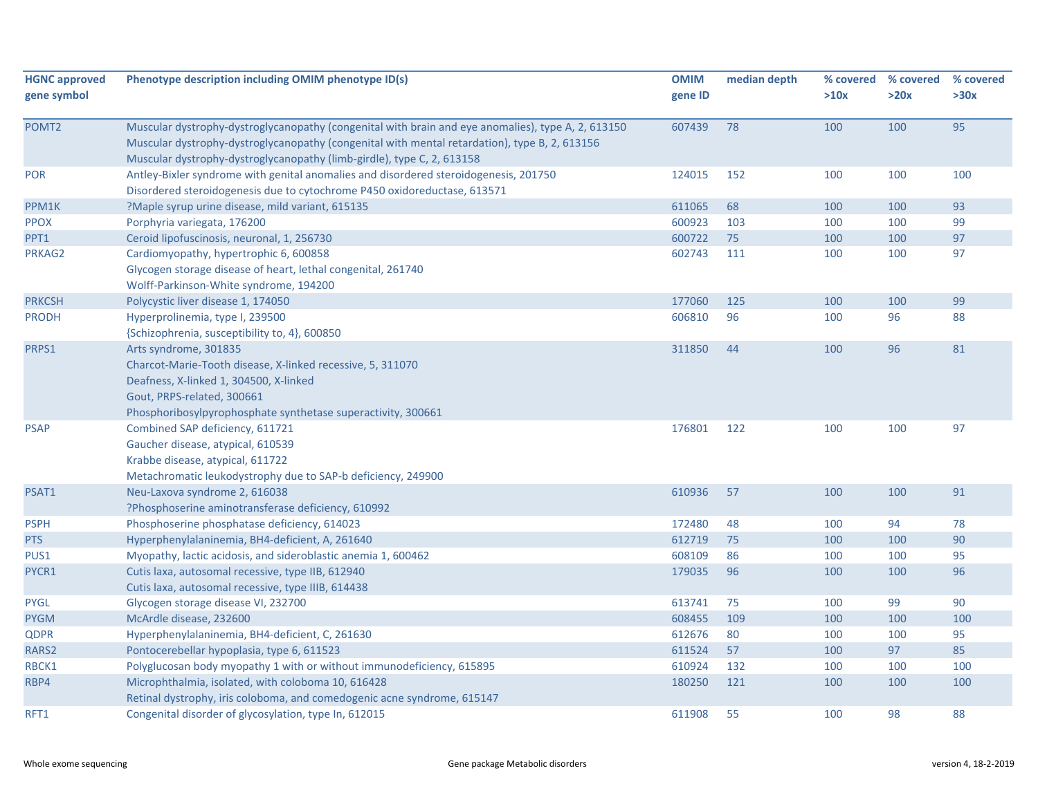| HGNC approved gene symbol | Phenotype description including OMIM phenotype ID(s) | OMIM gene ID | median depth | % covered >10x | % covered >20x | % covered >30x |
|---|---|---|---|---|---|---|
| POMT2 | Muscular dystrophy-dystroglycanopathy (congenital with brain and eye anomalies), type A, 2, 613150<br>Muscular dystrophy-dystroglycanopathy (congenital with mental retardation), type B, 2, 613156<br>Muscular dystrophy-dystroglycanopathy (limb-girdle), type C, 2, 613158 | 607439 | 78 | 100 | 100 | 95 |
| POR | Antley-Bixler syndrome with genital anomalies and disordered steroidogenesis, 201750<br>Disordered steroidogenesis due to cytochrome P450 oxidoreductase, 613571 | 124015 | 152 | 100 | 100 | 100 |
| PPM1K | ?Maple syrup urine disease, mild variant, 615135 | 611065 | 68 | 100 | 100 | 93 |
| PPOX | Porphyria variegata, 176200 | 600923 | 103 | 100 | 100 | 99 |
| PPT1 | Ceroid lipofuscinosis, neuronal, 1, 256730 | 600722 | 75 | 100 | 100 | 97 |
| PRKAG2 | Cardiomyopathy, hypertrophic 6, 600858<br>Glycogen storage disease of heart, lethal congenital, 261740<br>Wolff-Parkinson-White syndrome, 194200 | 602743 | 111 | 100 | 100 | 97 |
| PRKCSH | Polycystic liver disease 1, 174050 | 177060 | 125 | 100 | 100 | 99 |
| PRODH | Hyperprolinemia, type I, 239500<br>{Schizophrenia, susceptibility to, 4}, 600850 | 606810 | 96 | 100 | 96 | 88 |
| PRPS1 | Arts syndrome, 301835<br>Charcot-Marie-Tooth disease, X-linked recessive, 5, 311070<br>Deafness, X-linked 1, 304500, X-linked<br>Gout, PRPS-related, 300661<br>Phosphoribosylpyrophosphate synthetase superactivity, 300661 | 311850 | 44 | 100 | 96 | 81 |
| PSAP | Combined SAP deficiency, 611721<br>Gaucher disease, atypical, 610539<br>Krabbe disease, atypical, 611722<br>Metachromatic leukodystrophy due to SAP-b deficiency, 249900 | 176801 | 122 | 100 | 100 | 97 |
| PSAT1 | Neu-Laxova syndrome 2, 616038<br>?Phosphoserine aminotransferase deficiency, 610992 | 610936 | 57 | 100 | 100 | 91 |
| PSPH | Phosphoserine phosphatase deficiency, 614023 | 172480 | 48 | 100 | 94 | 78 |
| PTS | Hyperphenylalaninemia, BH4-deficient, A, 261640 | 612719 | 75 | 100 | 100 | 90 |
| PUS1 | Myopathy, lactic acidosis, and sideroblastic anemia 1, 600462 | 608109 | 86 | 100 | 100 | 95 |
| PYCR1 | Cutis laxa, autosomal recessive, type IIB, 612940<br>Cutis laxa, autosomal recessive, type IIIB, 614438 | 179035 | 96 | 100 | 100 | 96 |
| PYGL | Glycogen storage disease VI, 232700 | 613741 | 75 | 100 | 99 | 90 |
| PYGM | McArdle disease, 232600 | 608455 | 109 | 100 | 100 | 100 |
| QDPR | Hyperphenylalaninemia, BH4-deficient, C, 261630 | 612676 | 80 | 100 | 100 | 95 |
| RARS2 | Pontocerebellar hypoplasia, type 6, 611523 | 611524 | 57 | 100 | 97 | 85 |
| RBCK1 | Polyglucosan body myopathy 1 with or without immunodeficiency, 615895 | 610924 | 132 | 100 | 100 | 100 |
| RBP4 | Microphthalmia, isolated, with coloboma 10, 616428<br>Retinal dystrophy, iris coloboma, and comedogenic acne syndrome, 615147 | 180250 | 121 | 100 | 100 | 100 |
| RFT1 | Congenital disorder of glycosylation, type In, 612015 | 611908 | 55 | 100 | 98 | 88 |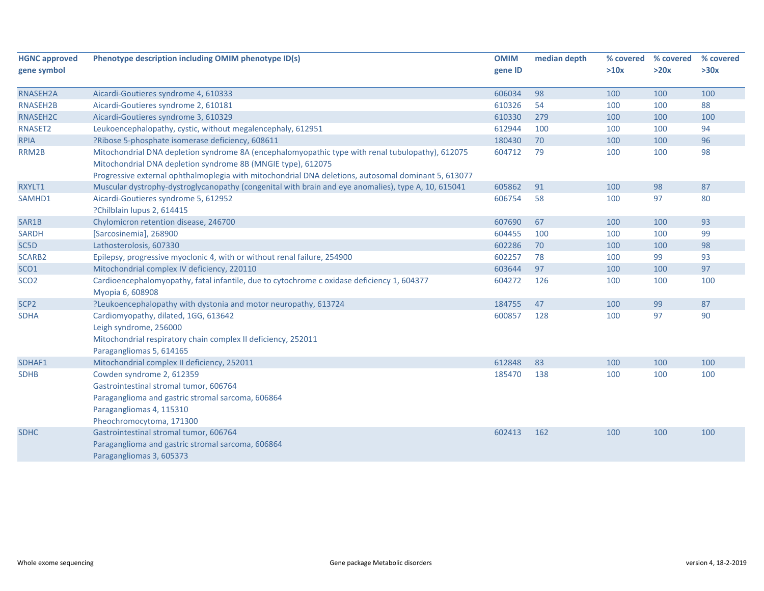| HGNC approved gene symbol | Phenotype description including OMIM phenotype ID(s) | OMIM gene ID | median depth | % covered >10x | % covered >20x | % covered >30x |
|---|---|---|---|---|---|---|
| RNASEH2A | Aicardi-Goutieres syndrome 4, 610333 | 606034 | 98 | 100 | 100 | 100 |
| RNASEH2B | Aicardi-Goutieres syndrome 2, 610181 | 610326 | 54 | 100 | 100 | 88 |
| RNASEH2C | Aicardi-Goutieres syndrome 3, 610329 | 610330 | 279 | 100 | 100 | 100 |
| RNASET2 | Leukoencephalopathy, cystic, without megalencephaly, 612951 | 612944 | 100 | 100 | 100 | 94 |
| RPIA | ?Ribose 5-phosphate isomerase deficiency, 608611 | 180430 | 70 | 100 | 100 | 96 |
| RRM2B | Mitochondrial DNA depletion syndrome 8A (encephalomyopathic type with renal tubulopathy), 612075<br>Mitochondrial DNA depletion syndrome 8B (MNGIE type), 612075<br>Progressive external ophthalmoplegia with mitochondrial DNA deletions, autosomal dominant 5, 613077 | 604712 | 79 | 100 | 100 | 98 |
| RXYLT1 | Muscular dystrophy-dystroglycanopathy (congenital with brain and eye anomalies), type A, 10, 615041 | 605862 | 91 | 100 | 98 | 87 |
| SAMHD1 | Aicardi-Goutieres syndrome 5, 612952<br>?Chilblain lupus 2, 614415 | 606754 | 58 | 100 | 97 | 80 |
| SAR1B | Chylomicron retention disease, 246700 | 607690 | 67 | 100 | 100 | 93 |
| SARDH | [Sarcosinemia], 268900 | 604455 | 100 | 100 | 100 | 99 |
| SC5D | Lathosterolosis, 607330 | 602286 | 70 | 100 | 100 | 98 |
| SCARB2 | Epilepsy, progressive myoclonic 4, with or without renal failure, 254900 | 602257 | 78 | 100 | 99 | 93 |
| SCO1 | Mitochondrial complex IV deficiency, 220110 | 603644 | 97 | 100 | 100 | 97 |
| SCO2 | Cardioencephalomyopathy, fatal infantile, due to cytochrome c oxidase deficiency 1, 604377<br>Myopia 6, 608908 | 604272 | 126 | 100 | 100 | 100 |
| SCP2 | ?Leukoencephalopathy with dystonia and motor neuropathy, 613724 | 184755 | 47 | 100 | 99 | 87 |
| SDHA | Cardiomyopathy, dilated, 1GG, 613642<br>Leigh syndrome, 256000<br>Mitochondrial respiratory chain complex II deficiency, 252011<br>Paragangliomas 5, 614165 | 600857 | 128 | 100 | 97 | 90 |
| SDHAF1 | Mitochondrial complex II deficiency, 252011 | 612848 | 83 | 100 | 100 | 100 |
| SDHB | Cowden syndrome 2, 612359<br>Gastrointestinal stromal tumor, 606764<br>Paraganglioma and gastric stromal sarcoma, 606864<br>Paragangliomas 4, 115310<br>Pheochromocytoma, 171300 | 185470 | 138 | 100 | 100 | 100 |
| SDHC | Gastrointestinal stromal tumor, 606764<br>Paraganglioma and gastric stromal sarcoma, 606864<br>Paragangliomas 3, 605373 | 602413 | 162 | 100 | 100 | 100 |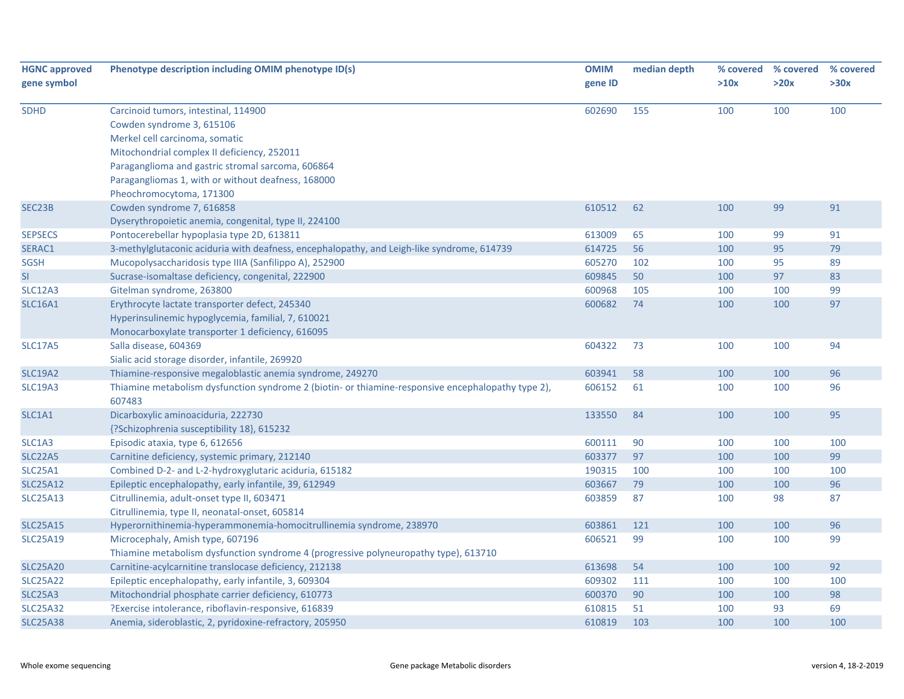| HGNC approved gene symbol | Phenotype description including OMIM phenotype ID(s) | OMIM gene ID | median depth | % covered >10x | % covered >20x | % covered >30x |
|---|---|---|---|---|---|---|
| SDHD | Carcinoid tumors, intestinal, 114900<br>Cowden syndrome 3, 615106<br>Merkel cell carcinoma, somatic<br>Mitochondrial complex II deficiency, 252011<br>Paraganglioma and gastric stromal sarcoma, 606864<br>Paragangliomas 1, with or without deafness, 168000<br>Pheochromocytoma, 171300 | 602690 | 155 | 100 | 100 | 100 |
| SEC23B | Cowden syndrome 7, 616858<br>Dyserythropoietic anemia, congenital, type II, 224100 | 610512 | 62 | 100 | 99 | 91 |
| SEPSECS | Pontocerebellar hypoplasia type 2D, 613811 | 613009 | 65 | 100 | 99 | 91 |
| SERAC1 | 3-methylglutaconic aciduria with deafness, encephalopathy, and Leigh-like syndrome, 614739 | 614725 | 56 | 100 | 95 | 79 |
| SGSH | Mucopolysaccharidosis type IIIA (Sanfilippo A), 252900 | 605270 | 102 | 100 | 95 | 89 |
| SI | Sucrase-isomaltase deficiency, congenital, 222900 | 609845 | 50 | 100 | 97 | 83 |
| SLC12A3 | Gitelman syndrome, 263800 | 600968 | 105 | 100 | 100 | 99 |
| SLC16A1 | Erythrocyte lactate transporter defect, 245340<br>Hyperinsulinemic hypoglycemia, familial, 7, 610021<br>Monocarboxylate transporter 1 deficiency, 616095 | 600682 | 74 | 100 | 100 | 97 |
| SLC17A5 | Salla disease, 604369<br>Sialic acid storage disorder, infantile, 269920 | 604322 | 73 | 100 | 100 | 94 |
| SLC19A2 | Thiamine-responsive megaloblastic anemia syndrome, 249270 | 603941 | 58 | 100 | 100 | 96 |
| SLC19A3 | Thiamine metabolism dysfunction syndrome 2 (biotin- or thiamine-responsive encephalopathy type 2), 607483 | 606152 | 61 | 100 | 100 | 96 |
| SLC1A1 | Dicarboxylic aminoaciduria, 222730<br>{?Schizophrenia susceptibility 18}, 615232 | 133550 | 84 | 100 | 100 | 95 |
| SLC1A3 | Episodic ataxia, type 6, 612656 | 600111 | 90 | 100 | 100 | 100 |
| SLC22A5 | Carnitine deficiency, systemic primary, 212140 | 603377 | 97 | 100 | 100 | 99 |
| SLC25A1 | Combined D-2- and L-2-hydroxyglutaric aciduria, 615182 | 190315 | 100 | 100 | 100 | 100 |
| SLC25A12 | Epileptic encephalopathy, early infantile, 39, 612949 | 603667 | 79 | 100 | 100 | 96 |
| SLC25A13 | Citrullinemia, adult-onset type II, 603471<br>Citrullinemia, type II, neonatal-onset, 605814 | 603859 | 87 | 100 | 98 | 87 |
| SLC25A15 | Hyperornithinemia-hyperammonemia-homocitrullinemia syndrome, 238970 | 603861 | 121 | 100 | 100 | 96 |
| SLC25A19 | Microcephaly, Amish type, 607196<br>Thiamine metabolism dysfunction syndrome 4 (progressive polyneuropathy type), 613710 | 606521 | 99 | 100 | 100 | 99 |
| SLC25A20 | Carnitine-acylcarnitine translocase deficiency, 212138 | 613698 | 54 | 100 | 100 | 92 |
| SLC25A22 | Epileptic encephalopathy, early infantile, 3, 609304 | 609302 | 111 | 100 | 100 | 100 |
| SLC25A3 | Mitochondrial phosphate carrier deficiency, 610773 | 600370 | 90 | 100 | 100 | 98 |
| SLC25A32 | ?Exercise intolerance, riboflavin-responsive, 616839 | 610815 | 51 | 100 | 93 | 69 |
| SLC25A38 | Anemia, sideroblastic, 2, pyridoxine-refractory, 205950 | 610819 | 103 | 100 | 100 | 100 |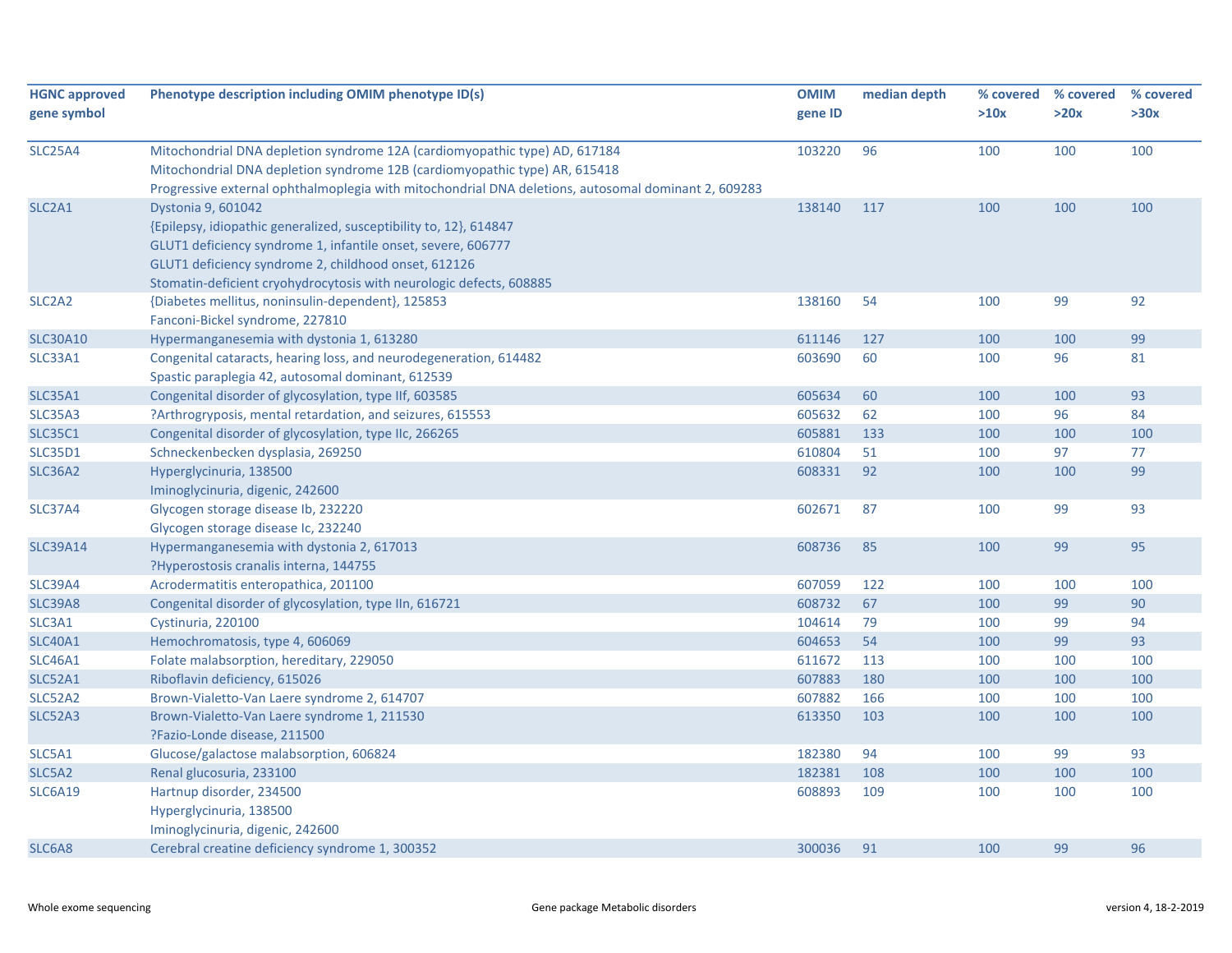| HGNC approved gene symbol | Phenotype description including OMIM phenotype ID(s) | OMIM gene ID | median depth | % covered >10x | % covered >20x | % covered >30x |
|---|---|---|---|---|---|---|
| SLC25A4 | Mitochondrial DNA depletion syndrome 12A (cardiomyopathic type) AD, 617184<br>Mitochondrial DNA depletion syndrome 12B (cardiomyopathic type) AR, 615418<br>Progressive external ophthalmoplegia with mitochondrial DNA deletions, autosomal dominant 2, 609283 | 103220 | 96 | 100 | 100 | 100 |
| SLC2A1 | Dystonia 9, 601042<br>{Epilepsy, idiopathic generalized, susceptibility to, 12}, 614847<br>GLUT1 deficiency syndrome 1, infantile onset, severe, 606777<br>GLUT1 deficiency syndrome 2, childhood onset, 612126<br>Stomatin-deficient cryohydrocytosis with neurologic defects, 608885 | 138140 | 117 | 100 | 100 | 100 |
| SLC2A2 | {Diabetes mellitus, noninsulin-dependent}, 125853<br>Fanconi-Bickel syndrome, 227810 | 138160 | 54 | 100 | 99 | 92 |
| SLC30A10 | Hypermanganesemia with dystonia 1, 613280 | 611146 | 127 | 100 | 100 | 99 |
| SLC33A1 | Congenital cataracts, hearing loss, and neurodegeneration, 614482<br>Spastic paraplegia 42, autosomal dominant, 612539 | 603690 | 60 | 100 | 96 | 81 |
| SLC35A1 | Congenital disorder of glycosylation, type IIf, 603585 | 605634 | 60 | 100 | 100 | 93 |
| SLC35A3 | ?Arthrogryposis, mental retardation, and seizures, 615553 | 605632 | 62 | 100 | 96 | 84 |
| SLC35C1 | Congenital disorder of glycosylation, type IIc, 266265 | 605881 | 133 | 100 | 100 | 100 |
| SLC35D1 | Schneckenbecken dysplasia, 269250 | 610804 | 51 | 100 | 97 | 77 |
| SLC36A2 | Hyperglycinuria, 138500<br>Iminoglycinuria, digenic, 242600 | 608331 | 92 | 100 | 100 | 99 |
| SLC37A4 | Glycogen storage disease Ib, 232220<br>Glycogen storage disease Ic, 232240 | 602671 | 87 | 100 | 99 | 93 |
| SLC39A14 | Hypermanganesemia with dystonia 2, 617013<br>?Hyperostosis cranalis interna, 144755 | 608736 | 85 | 100 | 99 | 95 |
| SLC39A4 | Acrodermatitis enteropathica, 201100 | 607059 | 122 | 100 | 100 | 100 |
| SLC39A8 | Congenital disorder of glycosylation, type IIn, 616721 | 608732 | 67 | 100 | 99 | 90 |
| SLC3A1 | Cystinuria, 220100 | 104614 | 79 | 100 | 99 | 94 |
| SLC40A1 | Hemochromatosis, type 4, 606069 | 604653 | 54 | 100 | 99 | 93 |
| SLC46A1 | Folate malabsorption, hereditary, 229050 | 611672 | 113 | 100 | 100 | 100 |
| SLC52A1 | Riboflavin deficiency, 615026 | 607883 | 180 | 100 | 100 | 100 |
| SLC52A2 | Brown-Vialetto-Van Laere syndrome 2, 614707 | 607882 | 166 | 100 | 100 | 100 |
| SLC52A3 | Brown-Vialetto-Van Laere syndrome 1, 211530<br>?Fazio-Londe disease, 211500 | 613350 | 103 | 100 | 100 | 100 |
| SLC5A1 | Glucose/galactose malabsorption, 606824 | 182380 | 94 | 100 | 99 | 93 |
| SLC5A2 | Renal glucosuria, 233100 | 182381 | 108 | 100 | 100 | 100 |
| SLC6A19 | Hartnup disorder, 234500<br>Hyperglycinuria, 138500<br>Iminoglycinuria, digenic, 242600 | 608893 | 109 | 100 | 100 | 100 |
| SLC6A8 | Cerebral creatine deficiency syndrome 1, 300352 | 300036 | 91 | 100 | 99 | 96 |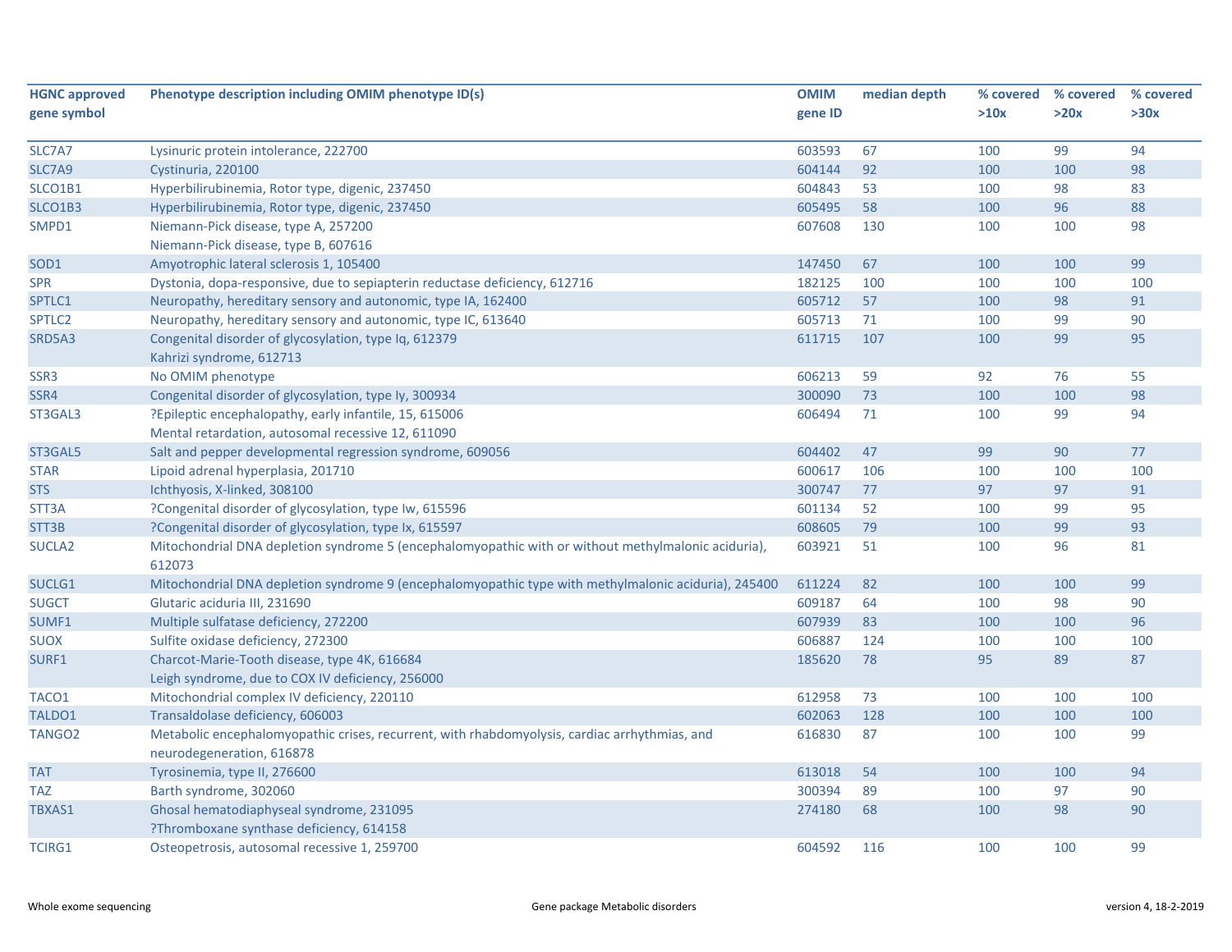| HGNC approved gene symbol | Phenotype description including OMIM phenotype ID(s) | OMIM gene ID | median depth | % covered >10x | % covered >20x | % covered >30x |
|---|---|---|---|---|---|---|
| SLC7A7 | Lysinuric protein intolerance, 222700 | 603593 | 67 | 100 | 99 | 94 |
| SLC7A9 | Cystinuria, 220100 | 604144 | 92 | 100 | 100 | 98 |
| SLCO1B1 | Hyperbilirubinemia, Rotor type, digenic, 237450 | 604843 | 53 | 100 | 98 | 83 |
| SLCO1B3 | Hyperbilirubinemia, Rotor type, digenic, 237450 | 605495 | 58 | 100 | 96 | 88 |
| SMPD1 | Niemann-Pick disease, type A, 257200<br>Niemann-Pick disease, type B, 607616 | 607608 | 130 | 100 | 100 | 98 |
| SOD1 | Amyotrophic lateral sclerosis 1, 105400 | 147450 | 67 | 100 | 100 | 99 |
| SPR | Dystonia, dopa-responsive, due to sepiapterin reductase deficiency, 612716 | 182125 | 100 | 100 | 100 | 100 |
| SPTLC1 | Neuropathy, hereditary sensory and autonomic, type IA, 162400 | 605712 | 57 | 100 | 98 | 91 |
| SPTLC2 | Neuropathy, hereditary sensory and autonomic, type IC, 613640 | 605713 | 71 | 100 | 99 | 90 |
| SRD5A3 | Congenital disorder of glycosylation, type Iq, 612379<br>Kahrizi syndrome, 612713 | 611715 | 107 | 100 | 99 | 95 |
| SSR3 | No OMIM phenotype | 606213 | 59 | 92 | 76 | 55 |
| SSR4 | Congenital disorder of glycosylation, type Iy, 300934 | 300090 | 73 | 100 | 100 | 98 |
| ST3GAL3 | ?Epileptic encephalopathy, early infantile, 15, 615006<br>Mental retardation, autosomal recessive 12, 611090 | 606494 | 71 | 100 | 99 | 94 |
| ST3GAL5 | Salt and pepper developmental regression syndrome, 609056 | 604402 | 47 | 99 | 90 | 77 |
| STAR | Lipoid adrenal hyperplasia, 201710 | 600617 | 106 | 100 | 100 | 100 |
| STS | Ichthyosis, X-linked, 308100 | 300747 | 77 | 97 | 97 | 91 |
| STT3A | ?Congenital disorder of glycosylation, type Iw, 615596 | 601134 | 52 | 100 | 99 | 95 |
| STT3B | ?Congenital disorder of glycosylation, type Ix, 615597 | 608605 | 79 | 100 | 99 | 93 |
| SUCLA2 | Mitochondrial DNA depletion syndrome 5 (encephalomyopathic with or without methylmalonic aciduria), 612073 | 603921 | 51 | 100 | 96 | 81 |
| SUCLG1 | Mitochondrial DNA depletion syndrome 9 (encephalomyopathic type with methylmalonic aciduria), 245400 | 611224 | 82 | 100 | 100 | 99 |
| SUGCT | Glutaric aciduria III, 231690 | 609187 | 64 | 100 | 98 | 90 |
| SUMF1 | Multiple sulfatase deficiency, 272200 | 607939 | 83 | 100 | 100 | 96 |
| SUOX | Sulfite oxidase deficiency, 272300 | 606887 | 124 | 100 | 100 | 100 |
| SURF1 | Charcot-Marie-Tooth disease, type 4K, 616684<br>Leigh syndrome, due to COX IV deficiency, 256000 | 185620 | 78 | 95 | 89 | 87 |
| TACO1 | Mitochondrial complex IV deficiency, 220110 | 612958 | 73 | 100 | 100 | 100 |
| TALDO1 | Transaldolase deficiency, 606003 | 602063 | 128 | 100 | 100 | 100 |
| TANGO2 | Metabolic encephalomyopathic crises, recurrent, with rhabdomyolysis, cardiac arrhythmias, and neurodegeneration, 616878 | 616830 | 87 | 100 | 100 | 99 |
| TAT | Tyrosinemia, type II, 276600 | 613018 | 54 | 100 | 100 | 94 |
| TAZ | Barth syndrome, 302060 | 300394 | 89 | 100 | 97 | 90 |
| TBXAS1 | Ghosal hematodiaphyseal syndrome, 231095<br>?Thromboxane synthase deficiency, 614158 | 274180 | 68 | 100 | 98 | 90 |
| TCIRG1 | Osteopetrosis, autosomal recessive 1, 259700 | 604592 | 116 | 100 | 100 | 99 |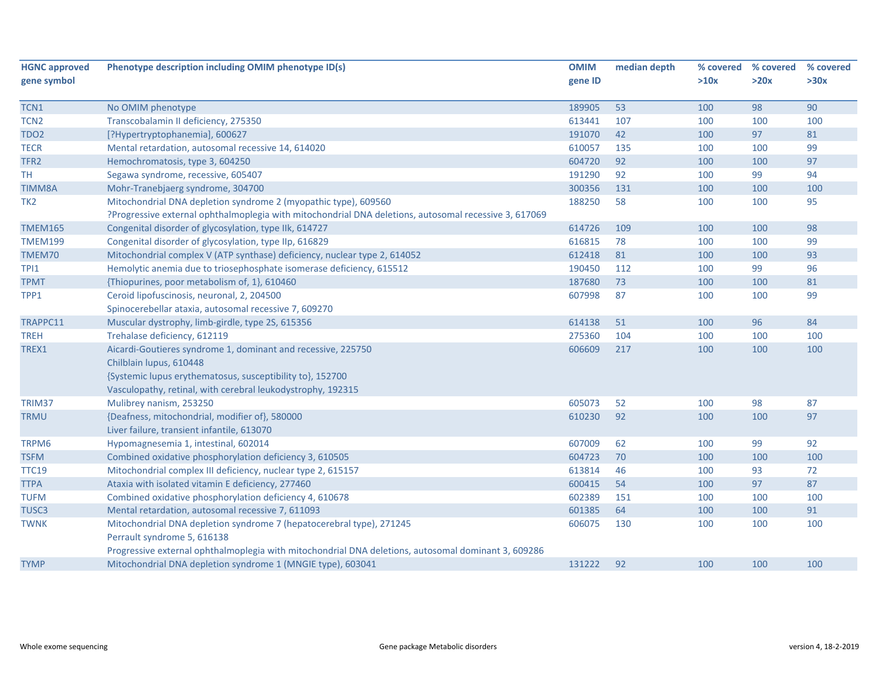| HGNC approved gene symbol | Phenotype description including OMIM phenotype ID(s) | OMIM gene ID | median depth | % covered >10x | % covered >20x | % covered >30x |
|---|---|---|---|---|---|---|
| TCN1 | No OMIM phenotype | 189905 | 53 | 100 | 98 | 90 |
| TCN2 | Transcobalamin II deficiency, 275350 | 613441 | 107 | 100 | 100 | 100 |
| TDO2 | [?Hypertryptophanemia], 600627 | 191070 | 42 | 100 | 97 | 81 |
| TECR | Mental retardation, autosomal recessive 14, 614020 | 610057 | 135 | 100 | 100 | 99 |
| TFR2 | Hemochromatosis, type 3, 604250 | 604720 | 92 | 100 | 100 | 97 |
| TH | Segawa syndrome, recessive, 605407 | 191290 | 92 | 100 | 99 | 94 |
| TIMM8A | Mohr-Tranebjaerg syndrome, 304700 | 300356 | 131 | 100 | 100 | 100 |
| TK2 | Mitochondrial DNA depletion syndrome 2 (myopathic type), 609560<br>?Progressive external ophthalmoplegia with mitochondrial DNA deletions, autosomal recessive 3, 617069 | 188250 | 58 | 100 | 100 | 95 |
| TMEM165 | Congenital disorder of glycosylation, type IIk, 614727 | 614726 | 109 | 100 | 100 | 98 |
| TMEM199 | Congenital disorder of glycosylation, type IIp, 616829 | 616815 | 78 | 100 | 100 | 99 |
| TMEM70 | Mitochondrial complex V (ATP synthase) deficiency, nuclear type 2, 614052 | 612418 | 81 | 100 | 100 | 93 |
| TPI1 | Hemolytic anemia due to triosephosphate isomerase deficiency, 615512 | 190450 | 112 | 100 | 99 | 96 |
| TPMT | {Thiopurines, poor metabolism of, 1}, 610460 | 187680 | 73 | 100 | 100 | 81 |
| TPP1 | Ceroid lipofuscinosis, neuronal, 2, 204500<br>Spinocerebellar ataxia, autosomal recessive 7, 609270 | 607998 | 87 | 100 | 100 | 99 |
| TRAPPC11 | Muscular dystrophy, limb-girdle, type 2S, 615356 | 614138 | 51 | 100 | 96 | 84 |
| TREH | Trehalase deficiency, 612119 | 275360 | 104 | 100 | 100 | 100 |
| TREX1 | Aicardi-Goutieres syndrome 1, dominant and recessive, 225750<br>Chilblain lupus, 610448<br>{Systemic lupus erythematosus, susceptibility to}, 152700<br>Vasculopathy, retinal, with cerebral leukodystrophy, 192315 | 606609 | 217 | 100 | 100 | 100 |
| TRIM37 | Mulibrey nanism, 253250 | 605073 | 52 | 100 | 98 | 87 |
| TRMU | {Deafness, mitochondrial, modifier of}, 580000<br>Liver failure, transient infantile, 613070 | 610230 | 92 | 100 | 100 | 97 |
| TRPM6 | Hypomagnesemia 1, intestinal, 602014 | 607009 | 62 | 100 | 99 | 92 |
| TSFM | Combined oxidative phosphorylation deficiency 3, 610505 | 604723 | 70 | 100 | 100 | 100 |
| TTC19 | Mitochondrial complex III deficiency, nuclear type 2, 615157 | 613814 | 46 | 100 | 93 | 72 |
| TTPA | Ataxia with isolated vitamin E deficiency, 277460 | 600415 | 54 | 100 | 97 | 87 |
| TUFM | Combined oxidative phosphorylation deficiency 4, 610678 | 602389 | 151 | 100 | 100 | 100 |
| TUSC3 | Mental retardation, autosomal recessive 7, 611093 | 601385 | 64 | 100 | 100 | 91 |
| TWNK | Mitochondrial DNA depletion syndrome 7 (hepatocerebral type), 271245<br>Perrault syndrome 5, 616138<br>Progressive external ophthalmoplegia with mitochondrial DNA deletions, autosomal dominant 3, 609286 | 606075 | 130 | 100 | 100 | 100 |
| TYMP | Mitochondrial DNA depletion syndrome 1 (MNGIE type), 603041 | 131222 | 92 | 100 | 100 | 100 |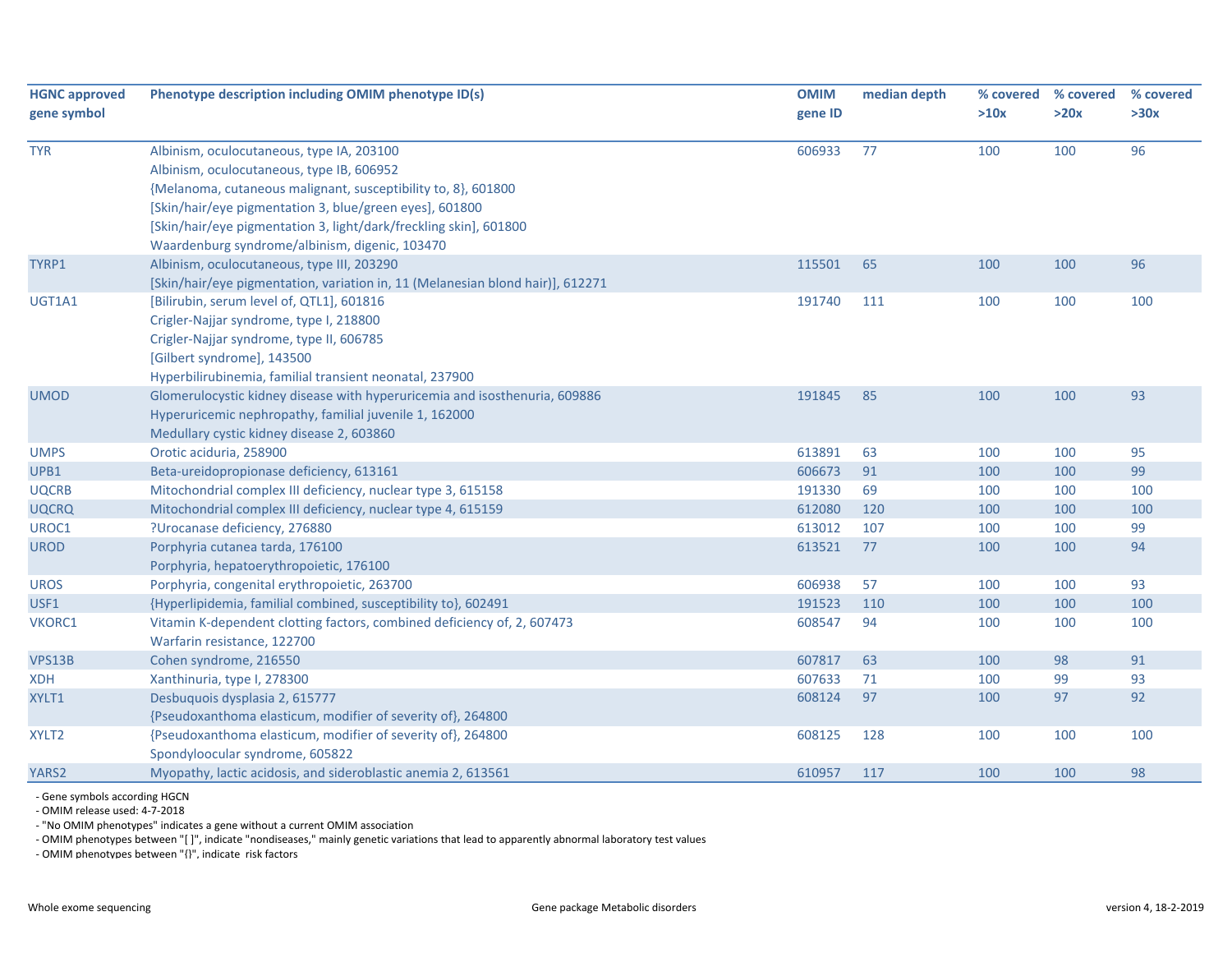| HGNC approved gene symbol | Phenotype description including OMIM phenotype ID(s) | OMIM gene ID | median depth | % covered >10x | % covered >20x | % covered >30x |
|---|---|---|---|---|---|---|
| TYR | Albinism, oculocutaneous, type IA, 203100<br>Albinism, oculocutaneous, type IB, 606952<br>{Melanoma, cutaneous malignant, susceptibility to, 8}, 601800<br>[Skin/hair/eye pigmentation 3, blue/green eyes], 601800<br>[Skin/hair/eye pigmentation 3, light/dark/freckling skin], 601800<br>Waardenburg syndrome/albinism, digenic, 103470 | 606933 | 77 | 100 | 100 | 96 |
| TYRP1 | Albinism, oculocutaneous, type III, 203290<br>[Skin/hair/eye pigmentation, variation in, 11 (Melanesian blond hair)], 612271 | 115501 | 65 | 100 | 100 | 96 |
| UGT1A1 | [Bilirubin, serum level of, QTL1], 601816<br>Crigler-Najjar syndrome, type I, 218800<br>Crigler-Najjar syndrome, type II, 606785<br>[Gilbert syndrome], 143500<br>Hyperbilirubinemia, familial transient neonatal, 237900 | 191740 | 111 | 100 | 100 | 100 |
| UMOD | Glomerulocystic kidney disease with hyperuricemia and isosthenuria, 609886<br>Hyperuricemic nephropathy, familial juvenile 1, 162000<br>Medullary cystic kidney disease 2, 603860 | 191845 | 85 | 100 | 100 | 93 |
| UMPS | Orotic aciduria, 258900 | 613891 | 63 | 100 | 100 | 95 |
| UPB1 | Beta-ureidopropionase deficiency, 613161 | 606673 | 91 | 100 | 100 | 99 |
| UQCRB | Mitochondrial complex III deficiency, nuclear type 3, 615158 | 191330 | 69 | 100 | 100 | 100 |
| UQCRQ | Mitochondrial complex III deficiency, nuclear type 4, 615159 | 612080 | 120 | 100 | 100 | 100 |
| UROC1 | ?Urocanase deficiency, 276880 | 613012 | 107 | 100 | 100 | 99 |
| UROD | Porphyria cutanea tarda, 176100<br>Porphyria, hepatoerythropoietic, 176100 | 613521 | 77 | 100 | 100 | 94 |
| UROS | Porphyria, congenital erythropoietic, 263700 | 606938 | 57 | 100 | 100 | 93 |
| USF1 | {Hyperlipidemia, familial combined, susceptibility to}, 602491 | 191523 | 110 | 100 | 100 | 100 |
| VKORC1 | Vitamin K-dependent clotting factors, combined deficiency of, 2, 607473<br>Warfarin resistance, 122700 | 608547 | 94 | 100 | 100 | 100 |
| VPS13B | Cohen syndrome, 216550 | 607817 | 63 | 100 | 98 | 91 |
| XDH | Xanthinuria, type I, 278300 | 607633 | 71 | 100 | 99 | 93 |
| XYLT1 | Desbuquois dysplasia 2, 615777<br>{Pseudoxanthoma elasticum, modifier of severity of}, 264800 | 608124 | 97 | 100 | 97 | 92 |
| XYLT2 | {Pseudoxanthoma elasticum, modifier of severity of}, 264800<br>Spondyloocular syndrome, 605822 | 608125 | 128 | 100 | 100 | 100 |
| YARS2 | Myopathy, lactic acidosis, and sideroblastic anemia 2, 613561 | 610957 | 117 | 100 | 100 | 98 |

- Gene symbols according HGCN
- OMIM release used: 4-7-2018
- "No OMIM phenotypes" indicates a gene without a current OMIM association
- OMIM phenotypes between "[ ]", indicate "nondiseases," mainly genetic variations that lead to apparently abnormal laboratory test values
- OMIM phenotypes between "{}", indicate risk factors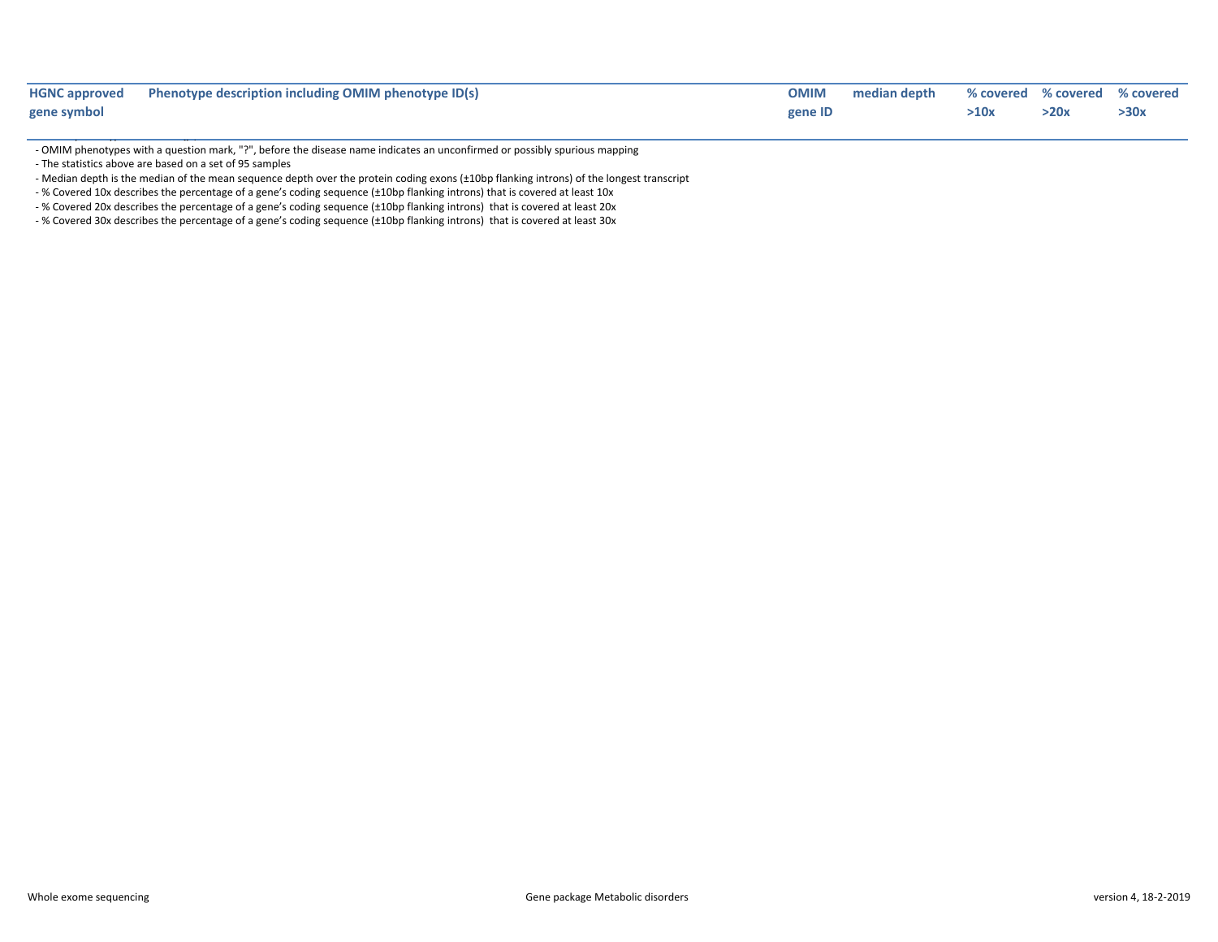| HGNC approved gene symbol | Phenotype description including OMIM phenotype ID(s) | OMIM gene ID | median depth | % covered >10x | % covered >20x | % covered >30x |
|---|---|---|---|---|---|---|

- OMIM phenotypes with a question mark, "?", before the disease name indicates an unconfirmed or possibly spurious mapping
- The statistics above are based on a set of 95 samples
- Median depth is the median of the mean sequence depth over the protein coding exons (±10bp flanking introns) of the longest transcript
- % Covered 10x describes the percentage of a gene's coding sequence (±10bp flanking introns) that is covered at least 10x
- % Covered 20x describes the percentage of a gene's coding sequence (±10bp flanking introns) that is covered at least 20x
- % Covered 30x describes the percentage of a gene's coding sequence (±10bp flanking introns) that is covered at least 30x